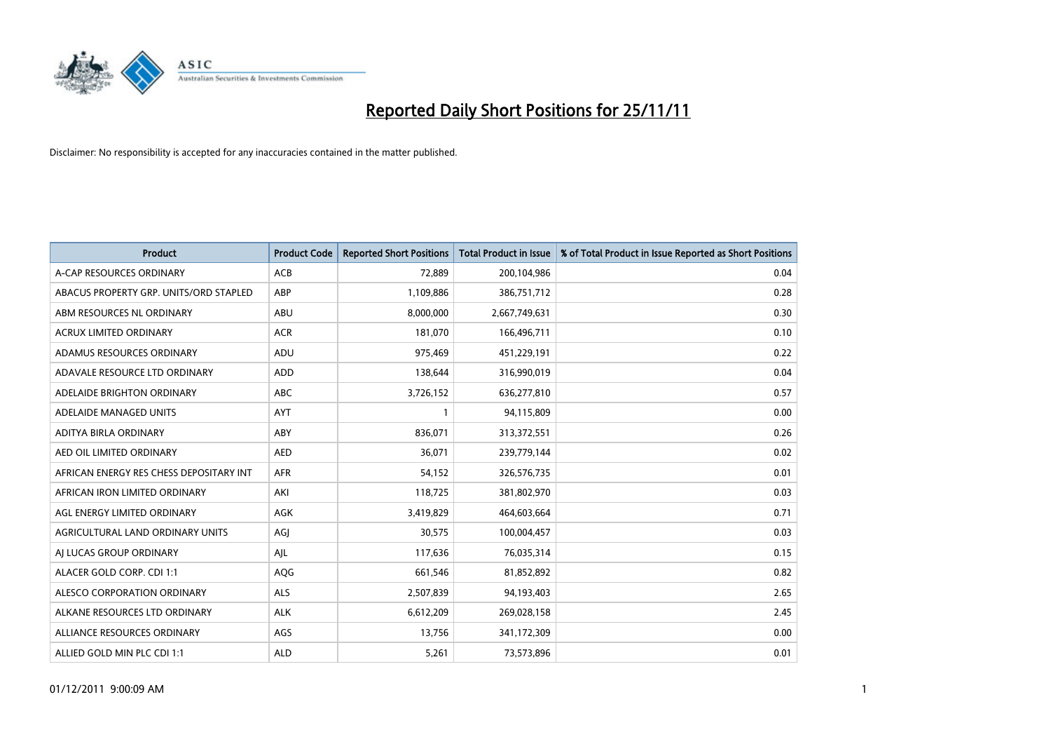# Reported Daily Short Positions for 25/11/11

Disclaimer: No responsibility is accepted for any inaccuracies contained in the matter published.

| Product | Product Code | Reported Short Positions | Total Product in Issue | % of Total Product in Issue Reported as Short Positions |
|---|---|---|---|---|
| A-CAP RESOURCES ORDINARY | ACB | 72,889 | 200,104,986 | 0.04 |
| ABACUS PROPERTY GRP. UNITS/ORD STAPLED | ABP | 1,109,886 | 386,751,712 | 0.28 |
| ABM RESOURCES NL ORDINARY | ABU | 8,000,000 | 2,667,749,631 | 0.30 |
| ACRUX LIMITED ORDINARY | ACR | 181,070 | 166,496,711 | 0.10 |
| ADAMUS RESOURCES ORDINARY | ADU | 975,469 | 451,229,191 | 0.22 |
| ADAVALE RESOURCE LTD ORDINARY | ADD | 138,644 | 316,990,019 | 0.04 |
| ADELAIDE BRIGHTON ORDINARY | ABC | 3,726,152 | 636,277,810 | 0.57 |
| ADELAIDE MANAGED UNITS | AYT | 1 | 94,115,809 | 0.00 |
| ADITYA BIRLA ORDINARY | ABY | 836,071 | 313,372,551 | 0.26 |
| AED OIL LIMITED ORDINARY | AED | 36,071 | 239,779,144 | 0.02 |
| AFRICAN ENERGY RES CHESS DEPOSITARY INT | AFR | 54,152 | 326,576,735 | 0.01 |
| AFRICAN IRON LIMITED ORDINARY | AKI | 118,725 | 381,802,970 | 0.03 |
| AGL ENERGY LIMITED ORDINARY | AGK | 3,419,829 | 464,603,664 | 0.71 |
| AGRICULTURAL LAND ORDINARY UNITS | AGJ | 30,575 | 100,004,457 | 0.03 |
| AJ LUCAS GROUP ORDINARY | AJL | 117,636 | 76,035,314 | 0.15 |
| ALACER GOLD CORP. CDI 1:1 | AQG | 661,546 | 81,852,892 | 0.82 |
| ALESCO CORPORATION ORDINARY | ALS | 2,507,839 | 94,193,403 | 2.65 |
| ALKANE RESOURCES LTD ORDINARY | ALK | 6,612,209 | 269,028,158 | 2.45 |
| ALLIANCE RESOURCES ORDINARY | AGS | 13,756 | 341,172,309 | 0.00 |
| ALLIED GOLD MIN PLC CDI 1:1 | ALD | 5,261 | 73,573,896 | 0.01 |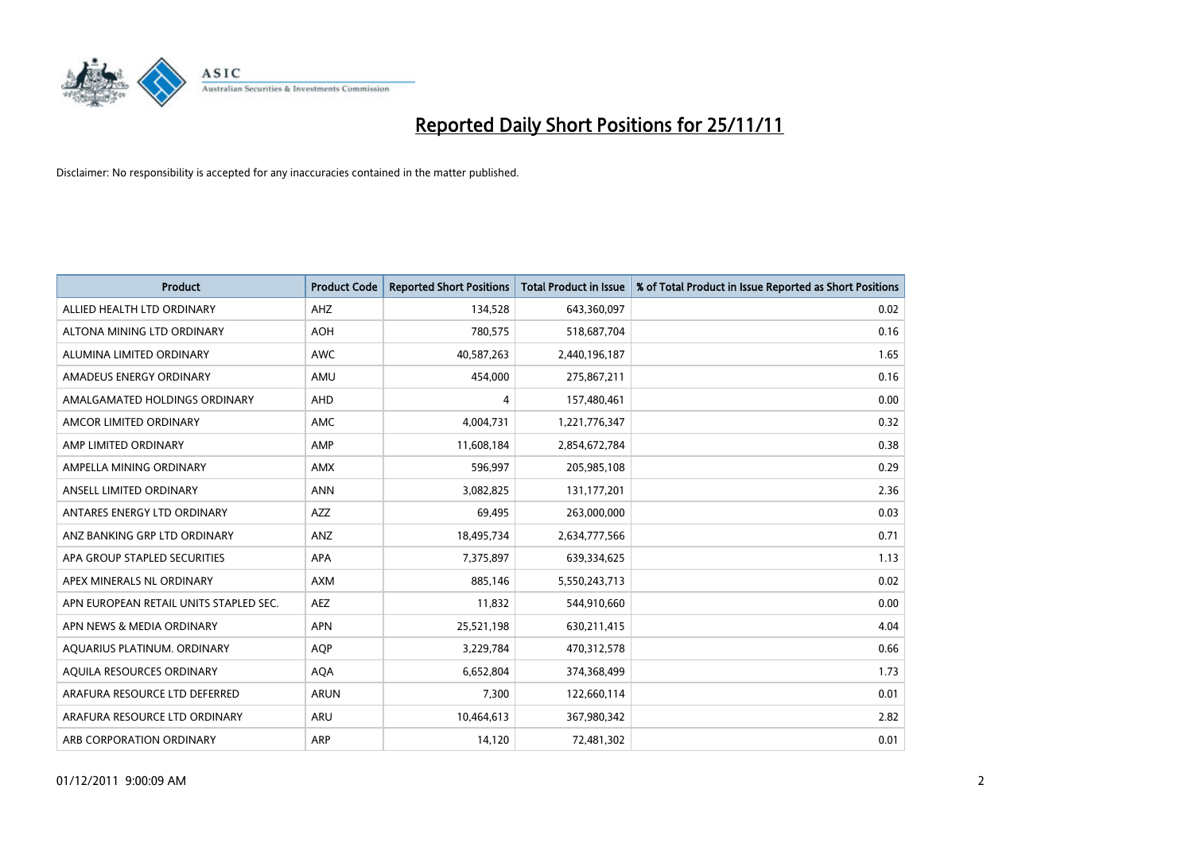# Reported Daily Short Positions for 25/11/11

Disclaimer: No responsibility is accepted for any inaccuracies contained in the matter published.

| Product | Product Code | Reported Short Positions | Total Product in Issue | % of Total Product in Issue Reported as Short Positions |
|---|---|---|---|---|
| ALLIED HEALTH LTD ORDINARY | AHZ | 134,528 | 643,360,097 | 0.02 |
| ALTONA MINING LTD ORDINARY | AOH | 780,575 | 518,687,704 | 0.16 |
| ALUMINA LIMITED ORDINARY | AWC | 40,587,263 | 2,440,196,187 | 1.65 |
| AMADEUS ENERGY ORDINARY | AMU | 454,000 | 275,867,211 | 0.16 |
| AMALGAMATED HOLDINGS ORDINARY | AHD | 4 | 157,480,461 | 0.00 |
| AMCOR LIMITED ORDINARY | AMC | 4,004,731 | 1,221,776,347 | 0.32 |
| AMP LIMITED ORDINARY | AMP | 11,608,184 | 2,854,672,784 | 0.38 |
| AMPELLA MINING ORDINARY | AMX | 596,997 | 205,985,108 | 0.29 |
| ANSELL LIMITED ORDINARY | ANN | 3,082,825 | 131,177,201 | 2.36 |
| ANTARES ENERGY LTD ORDINARY | AZZ | 69,495 | 263,000,000 | 0.03 |
| ANZ BANKING GRP LTD ORDINARY | ANZ | 18,495,734 | 2,634,777,566 | 0.71 |
| APA GROUP STAPLED SECURITIES | APA | 7,375,897 | 639,334,625 | 1.13 |
| APEX MINERALS NL ORDINARY | AXM | 885,146 | 5,550,243,713 | 0.02 |
| APN EUROPEAN RETAIL UNITS STAPLED SEC. | AEZ | 11,832 | 544,910,660 | 0.00 |
| APN NEWS & MEDIA ORDINARY | APN | 25,521,198 | 630,211,415 | 4.04 |
| AQUARIUS PLATINUM. ORDINARY | AQP | 3,229,784 | 470,312,578 | 0.66 |
| AQUILA RESOURCES ORDINARY | AQA | 6,652,804 | 374,368,499 | 1.73 |
| ARAFURA RESOURCE LTD DEFERRED | ARUN | 7,300 | 122,660,114 | 0.01 |
| ARAFURA RESOURCE LTD ORDINARY | ARU | 10,464,613 | 367,980,342 | 2.82 |
| ARB CORPORATION ORDINARY | ARP | 14,120 | 72,481,302 | 0.01 |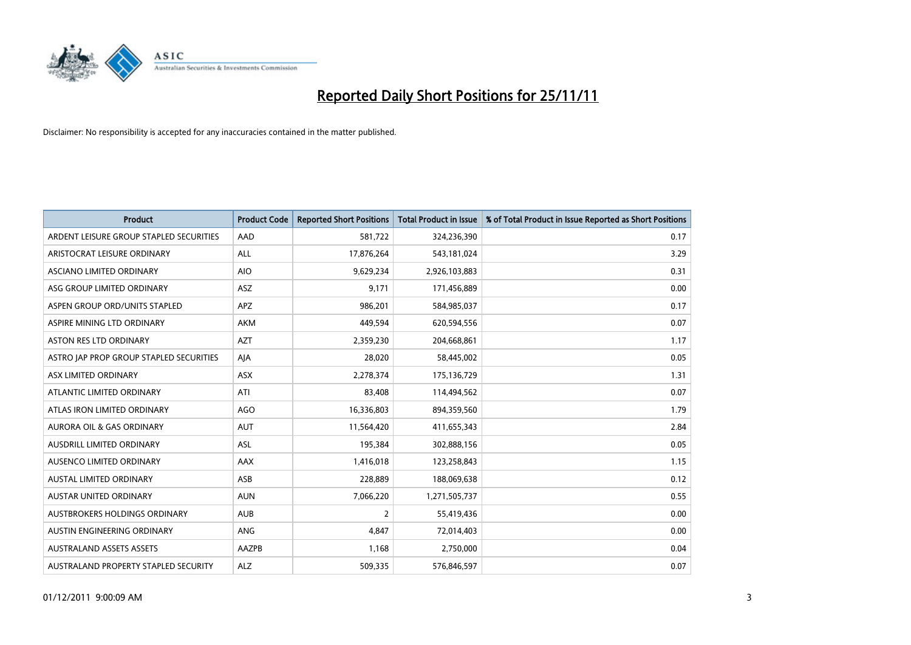# Reported Daily Short Positions for 25/11/11

Disclaimer: No responsibility is accepted for any inaccuracies contained in the matter published.

| Product | Product Code | Reported Short Positions | Total Product in Issue | % of Total Product in Issue Reported as Short Positions |
|---|---|---|---|---|
| ARDENT LEISURE GROUP STAPLED SECURITIES | AAD | 581,722 | 324,236,390 | 0.17 |
| ARISTOCRAT LEISURE ORDINARY | ALL | 17,876,264 | 543,181,024 | 3.29 |
| ASCIANO LIMITED ORDINARY | AIO | 9,629,234 | 2,926,103,883 | 0.31 |
| ASG GROUP LIMITED ORDINARY | ASZ | 9,171 | 171,456,889 | 0.00 |
| ASPEN GROUP ORD/UNITS STAPLED | APZ | 986,201 | 584,985,037 | 0.17 |
| ASPIRE MINING LTD ORDINARY | AKM | 449,594 | 620,594,556 | 0.07 |
| ASTON RES LTD ORDINARY | AZT | 2,359,230 | 204,668,861 | 1.17 |
| ASTRO JAP PROP GROUP STAPLED SECURITIES | AJA | 28,020 | 58,445,002 | 0.05 |
| ASX LIMITED ORDINARY | ASX | 2,278,374 | 175,136,729 | 1.31 |
| ATLANTIC LIMITED ORDINARY | ATI | 83,408 | 114,494,562 | 0.07 |
| ATLAS IRON LIMITED ORDINARY | AGO | 16,336,803 | 894,359,560 | 1.79 |
| AURORA OIL & GAS ORDINARY | AUT | 11,564,420 | 411,655,343 | 2.84 |
| AUSDRILL LIMITED ORDINARY | ASL | 195,384 | 302,888,156 | 0.05 |
| AUSENCO LIMITED ORDINARY | AAX | 1,416,018 | 123,258,843 | 1.15 |
| AUSTAL LIMITED ORDINARY | ASB | 228,889 | 188,069,638 | 0.12 |
| AUSTAR UNITED ORDINARY | AUN | 7,066,220 | 1,271,505,737 | 0.55 |
| AUSTBROKERS HOLDINGS ORDINARY | AUB | 2 | 55,419,436 | 0.00 |
| AUSTIN ENGINEERING ORDINARY | ANG | 4,847 | 72,014,403 | 0.00 |
| AUSTRALAND ASSETS ASSETS | AAZPB | 1,168 | 2,750,000 | 0.04 |
| AUSTRALAND PROPERTY STAPLED SECURITY | ALZ | 509,335 | 576,846,597 | 0.07 |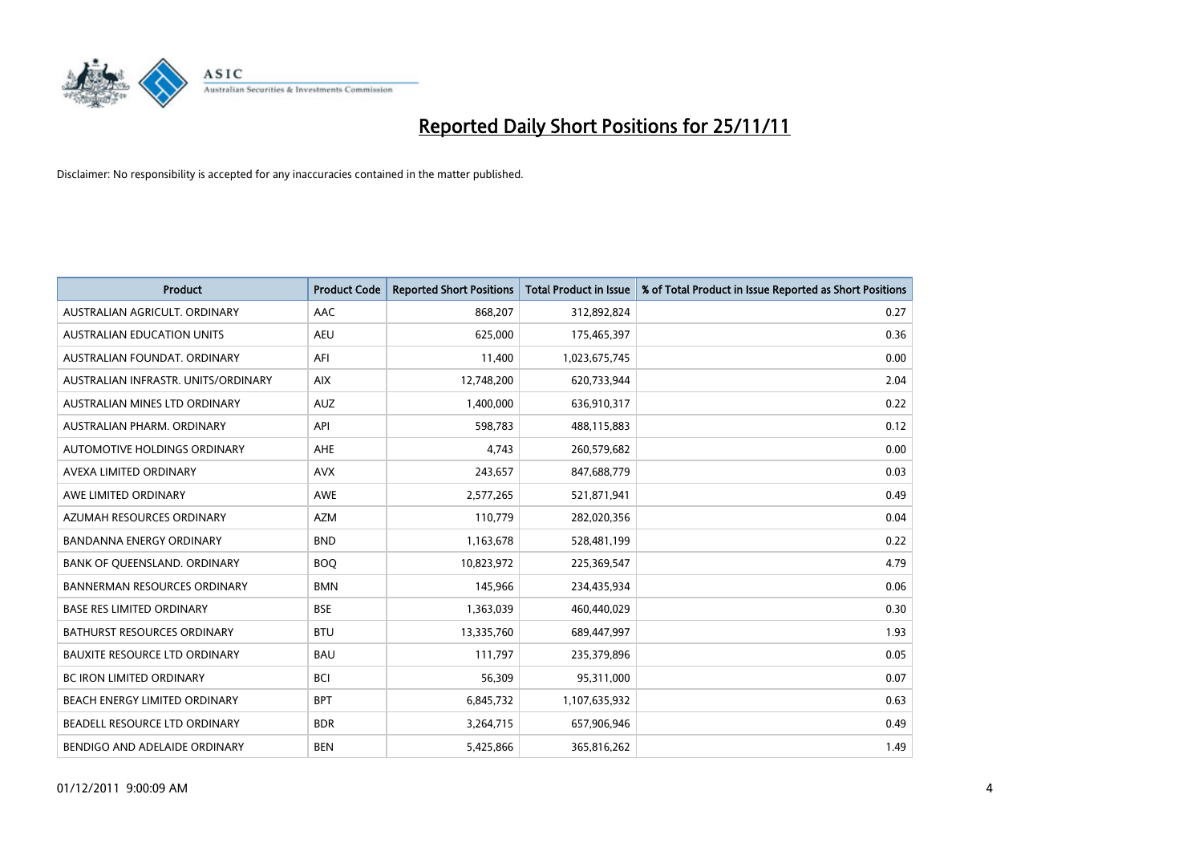# Reported Daily Short Positions for 25/11/11

Disclaimer: No responsibility is accepted for any inaccuracies contained in the matter published.

| Product | Product Code | Reported Short Positions | Total Product in Issue | % of Total Product in Issue Reported as Short Positions |
|---|---|---|---|---|
| AUSTRALIAN AGRICULT. ORDINARY | AAC | 868,207 | 312,892,824 | 0.27 |
| AUSTRALIAN EDUCATION UNITS | AEU | 625,000 | 175,465,397 | 0.36 |
| AUSTRALIAN FOUNDAT. ORDINARY | AFI | 11,400 | 1,023,675,745 | 0.00 |
| AUSTRALIAN INFRASTR. UNITS/ORDINARY | AIX | 12,748,200 | 620,733,944 | 2.04 |
| AUSTRALIAN MINES LTD ORDINARY | AUZ | 1,400,000 | 636,910,317 | 0.22 |
| AUSTRALIAN PHARM. ORDINARY | API | 598,783 | 488,115,883 | 0.12 |
| AUTOMOTIVE HOLDINGS ORDINARY | AHE | 4,743 | 260,579,682 | 0.00 |
| AVEXA LIMITED ORDINARY | AVX | 243,657 | 847,688,779 | 0.03 |
| AWE LIMITED ORDINARY | AWE | 2,577,265 | 521,871,941 | 0.49 |
| AZUMAH RESOURCES ORDINARY | AZM | 110,779 | 282,020,356 | 0.04 |
| BANDANNA ENERGY ORDINARY | BND | 1,163,678 | 528,481,199 | 0.22 |
| BANK OF QUEENSLAND. ORDINARY | BOQ | 10,823,972 | 225,369,547 | 4.79 |
| BANNERMAN RESOURCES ORDINARY | BMN | 145,966 | 234,435,934 | 0.06 |
| BASE RES LIMITED ORDINARY | BSE | 1,363,039 | 460,440,029 | 0.30 |
| BATHURST RESOURCES ORDINARY | BTU | 13,335,760 | 689,447,997 | 1.93 |
| BAUXITE RESOURCE LTD ORDINARY | BAU | 111,797 | 235,379,896 | 0.05 |
| BC IRON LIMITED ORDINARY | BCI | 56,309 | 95,311,000 | 0.07 |
| BEACH ENERGY LIMITED ORDINARY | BPT | 6,845,732 | 1,107,635,932 | 0.63 |
| BEADELL RESOURCE LTD ORDINARY | BDR | 3,264,715 | 657,906,946 | 0.49 |
| BENDIGO AND ADELAIDE ORDINARY | BEN | 5,425,866 | 365,816,262 | 1.49 |

01/12/2011 9:00:09 AM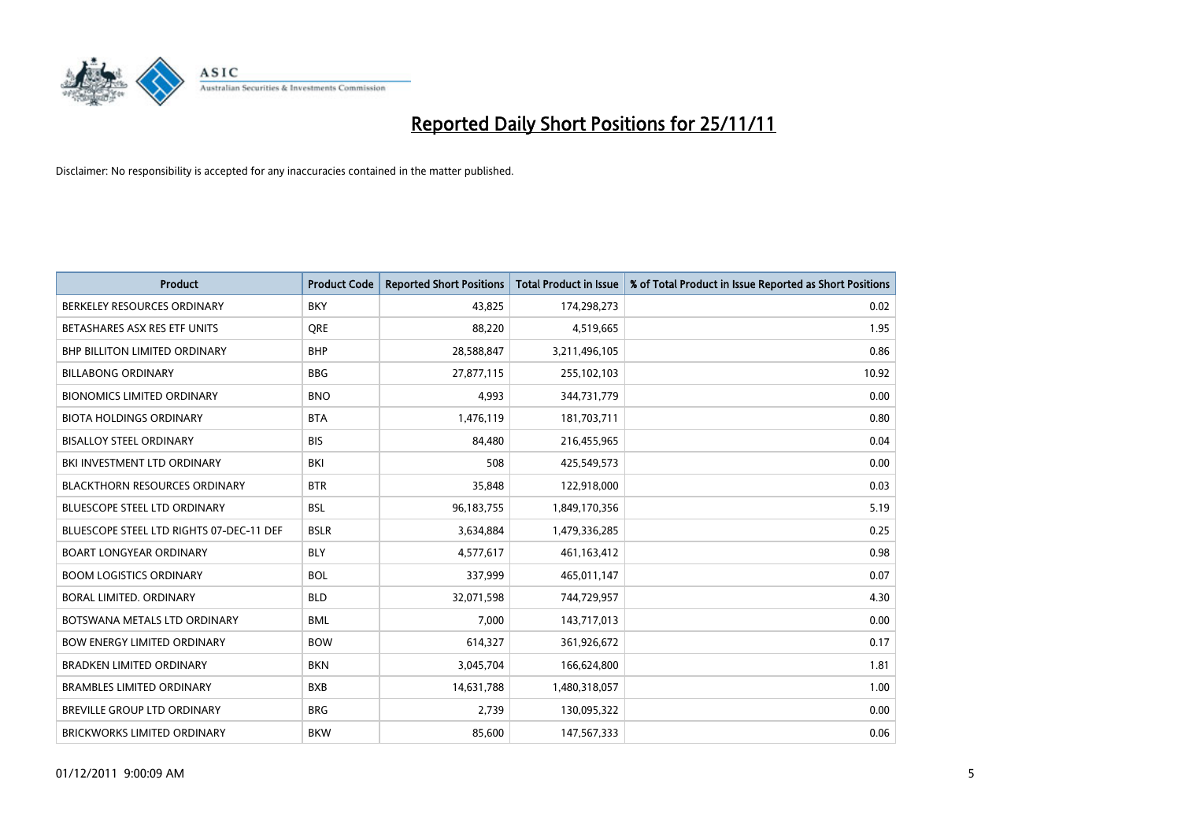# Reported Daily Short Positions for 25/11/11

Disclaimer: No responsibility is accepted for any inaccuracies contained in the matter published.

| Product | Product Code | Reported Short Positions | Total Product in Issue | % of Total Product in Issue Reported as Short Positions |
|---|---|---|---|---|
| BERKELEY RESOURCES ORDINARY | BKY | 43,825 | 174,298,273 | 0.02 |
| BETASHARES ASX RES ETF UNITS | QRE | 88,220 | 4,519,665 | 1.95 |
| BHP BILLITON LIMITED ORDINARY | BHP | 28,588,847 | 3,211,496,105 | 0.86 |
| BILLABONG ORDINARY | BBG | 27,877,115 | 255,102,103 | 10.92 |
| BIONOMICS LIMITED ORDINARY | BNO | 4,993 | 344,731,779 | 0.00 |
| BIOTA HOLDINGS ORDINARY | BTA | 1,476,119 | 181,703,711 | 0.80 |
| BISALLOY STEEL ORDINARY | BIS | 84,480 | 216,455,965 | 0.04 |
| BKI INVESTMENT LTD ORDINARY | BKI | 508 | 425,549,573 | 0.00 |
| BLACKTHORN RESOURCES ORDINARY | BTR | 35,848 | 122,918,000 | 0.03 |
| BLUESCOPE STEEL LTD ORDINARY | BSL | 96,183,755 | 1,849,170,356 | 5.19 |
| BLUESCOPE STEEL LTD RIGHTS 07-DEC-11 DEF | BSLR | 3,634,884 | 1,479,336,285 | 0.25 |
| BOART LONGYEAR ORDINARY | BLY | 4,577,617 | 461,163,412 | 0.98 |
| BOOM LOGISTICS ORDINARY | BOL | 337,999 | 465,011,147 | 0.07 |
| BORAL LIMITED. ORDINARY | BLD | 32,071,598 | 744,729,957 | 4.30 |
| BOTSWANA METALS LTD ORDINARY | BML | 7,000 | 143,717,013 | 0.00 |
| BOW ENERGY LIMITED ORDINARY | BOW | 614,327 | 361,926,672 | 0.17 |
| BRADKEN LIMITED ORDINARY | BKN | 3,045,704 | 166,624,800 | 1.81 |
| BRAMBLES LIMITED ORDINARY | BXB | 14,631,788 | 1,480,318,057 | 1.00 |
| BREVILLE GROUP LTD ORDINARY | BRG | 2,739 | 130,095,322 | 0.00 |
| BRICKWORKS LIMITED ORDINARY | BKW | 85,600 | 147,567,333 | 0.06 |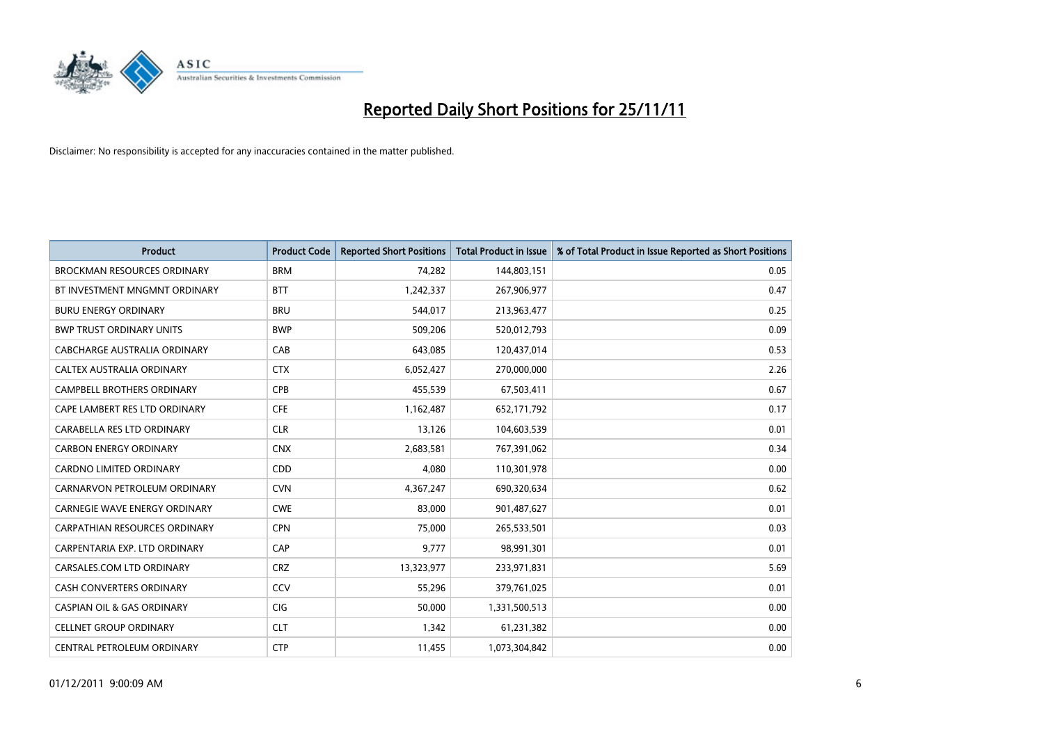# Reported Daily Short Positions for 25/11/11

Disclaimer: No responsibility is accepted for any inaccuracies contained in the matter published.

| Product | Product Code | Reported Short Positions | Total Product in Issue | % of Total Product in Issue Reported as Short Positions |
|---|---|---|---|---|
| BROCKMAN RESOURCES ORDINARY | BRM | 74,282 | 144,803,151 | 0.05 |
| BT INVESTMENT MNGMNT ORDINARY | BTT | 1,242,337 | 267,906,977 | 0.47 |
| BURU ENERGY ORDINARY | BRU | 544,017 | 213,963,477 | 0.25 |
| BWP TRUST ORDINARY UNITS | BWP | 509,206 | 520,012,793 | 0.09 |
| CABCHARGE AUSTRALIA ORDINARY | CAB | 643,085 | 120,437,014 | 0.53 |
| CALTEX AUSTRALIA ORDINARY | CTX | 6,052,427 | 270,000,000 | 2.26 |
| CAMPBELL BROTHERS ORDINARY | CPB | 455,539 | 67,503,411 | 0.67 |
| CAPE LAMBERT RES LTD ORDINARY | CFE | 1,162,487 | 652,171,792 | 0.17 |
| CARABELLA RES LTD ORDINARY | CLR | 13,126 | 104,603,539 | 0.01 |
| CARBON ENERGY ORDINARY | CNX | 2,683,581 | 767,391,062 | 0.34 |
| CARDNO LIMITED ORDINARY | CDD | 4,080 | 110,301,978 | 0.00 |
| CARNARVON PETROLEUM ORDINARY | CVN | 4,367,247 | 690,320,634 | 0.62 |
| CARNEGIE WAVE ENERGY ORDINARY | CWE | 83,000 | 901,487,627 | 0.01 |
| CARPATHIAN RESOURCES ORDINARY | CPN | 75,000 | 265,533,501 | 0.03 |
| CARPENTARIA EXP. LTD ORDINARY | CAP | 9,777 | 98,991,301 | 0.01 |
| CARSALES.COM LTD ORDINARY | CRZ | 13,323,977 | 233,971,831 | 5.69 |
| CASH CONVERTERS ORDINARY | CCV | 55,296 | 379,761,025 | 0.01 |
| CASPIAN OIL & GAS ORDINARY | CIG | 50,000 | 1,331,500,513 | 0.00 |
| CELLNET GROUP ORDINARY | CLT | 1,342 | 61,231,382 | 0.00 |
| CENTRAL PETROLEUM ORDINARY | CTP | 11,455 | 1,073,304,842 | 0.00 |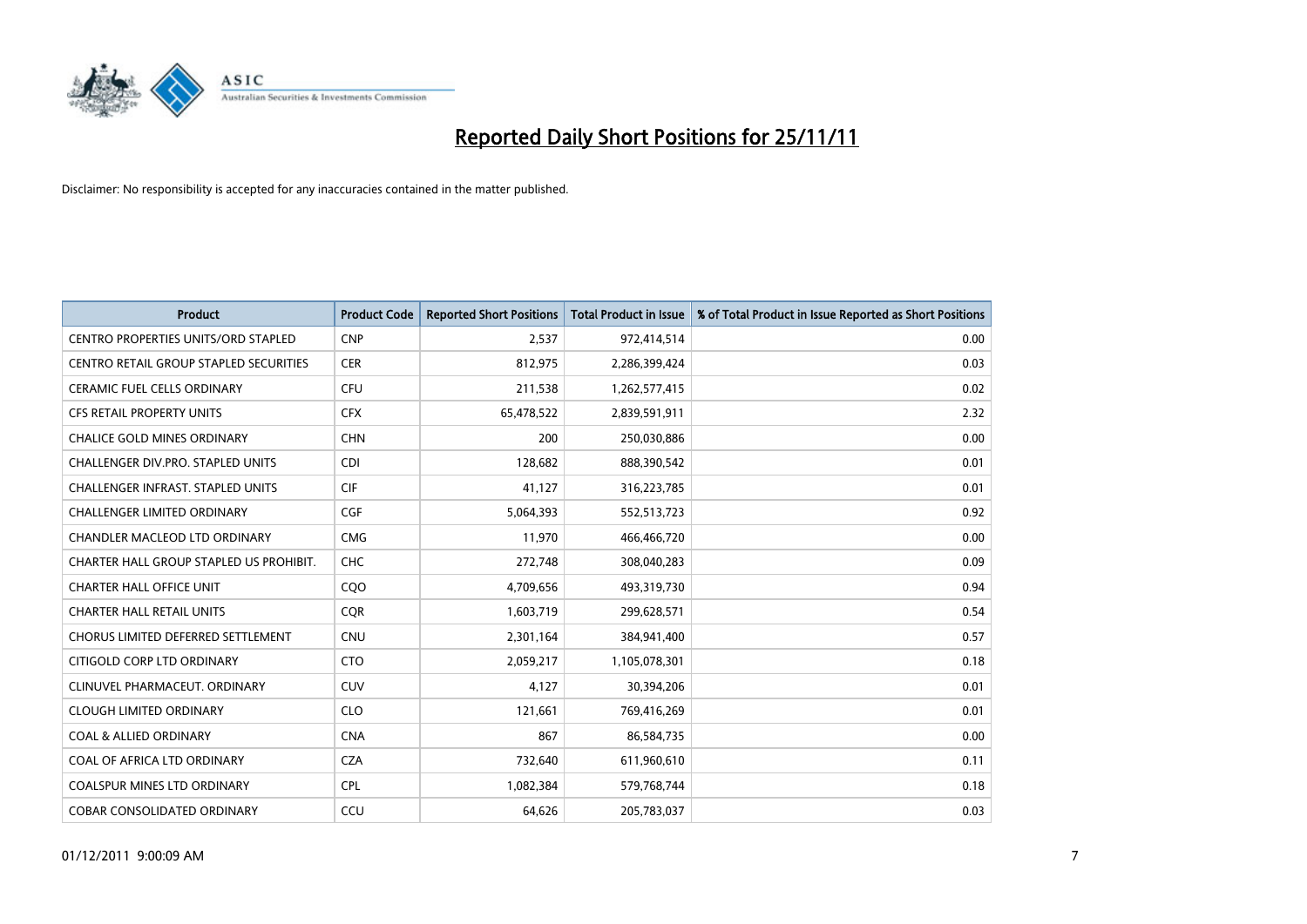# Reported Daily Short Positions for 25/11/11

Disclaimer: No responsibility is accepted for any inaccuracies contained in the matter published.

| Product | Product Code | Reported Short Positions | Total Product in Issue | % of Total Product in Issue Reported as Short Positions |
|---|---|---|---|---|
| CENTRO PROPERTIES UNITS/ORD STAPLED | CNP | 2,537 | 972,414,514 | 0.00 |
| CENTRO RETAIL GROUP STAPLED SECURITIES | CER | 812,975 | 2,286,399,424 | 0.03 |
| CERAMIC FUEL CELLS ORDINARY | CFU | 211,538 | 1,262,577,415 | 0.02 |
| CFS RETAIL PROPERTY UNITS | CFX | 65,478,522 | 2,839,591,911 | 2.32 |
| CHALICE GOLD MINES ORDINARY | CHN | 200 | 250,030,886 | 0.00 |
| CHALLENGER DIV.PRO. STAPLED UNITS | CDI | 128,682 | 888,390,542 | 0.01 |
| CHALLENGER INFRAST. STAPLED UNITS | CIF | 41,127 | 316,223,785 | 0.01 |
| CHALLENGER LIMITED ORDINARY | CGF | 5,064,393 | 552,513,723 | 0.92 |
| CHANDLER MACLEOD LTD ORDINARY | CMG | 11,970 | 466,466,720 | 0.00 |
| CHARTER HALL GROUP STAPLED US PROHIBIT. | CHC | 272,748 | 308,040,283 | 0.09 |
| CHARTER HALL OFFICE UNIT | CQO | 4,709,656 | 493,319,730 | 0.94 |
| CHARTER HALL RETAIL UNITS | CQR | 1,603,719 | 299,628,571 | 0.54 |
| CHORUS LIMITED DEFERRED SETTLEMENT | CNU | 2,301,164 | 384,941,400 | 0.57 |
| CITIGOLD CORP LTD ORDINARY | CTO | 2,059,217 | 1,105,078,301 | 0.18 |
| CLINUVEL PHARMACEUT. ORDINARY | CUV | 4,127 | 30,394,206 | 0.01 |
| CLOUGH LIMITED ORDINARY | CLO | 121,661 | 769,416,269 | 0.01 |
| COAL & ALLIED ORDINARY | CNA | 867 | 86,584,735 | 0.00 |
| COAL OF AFRICA LTD ORDINARY | CZA | 732,640 | 611,960,610 | 0.11 |
| COALSPUR MINES LTD ORDINARY | CPL | 1,082,384 | 579,768,744 | 0.18 |
| COBAR CONSOLIDATED ORDINARY | CCU | 64,626 | 205,783,037 | 0.03 |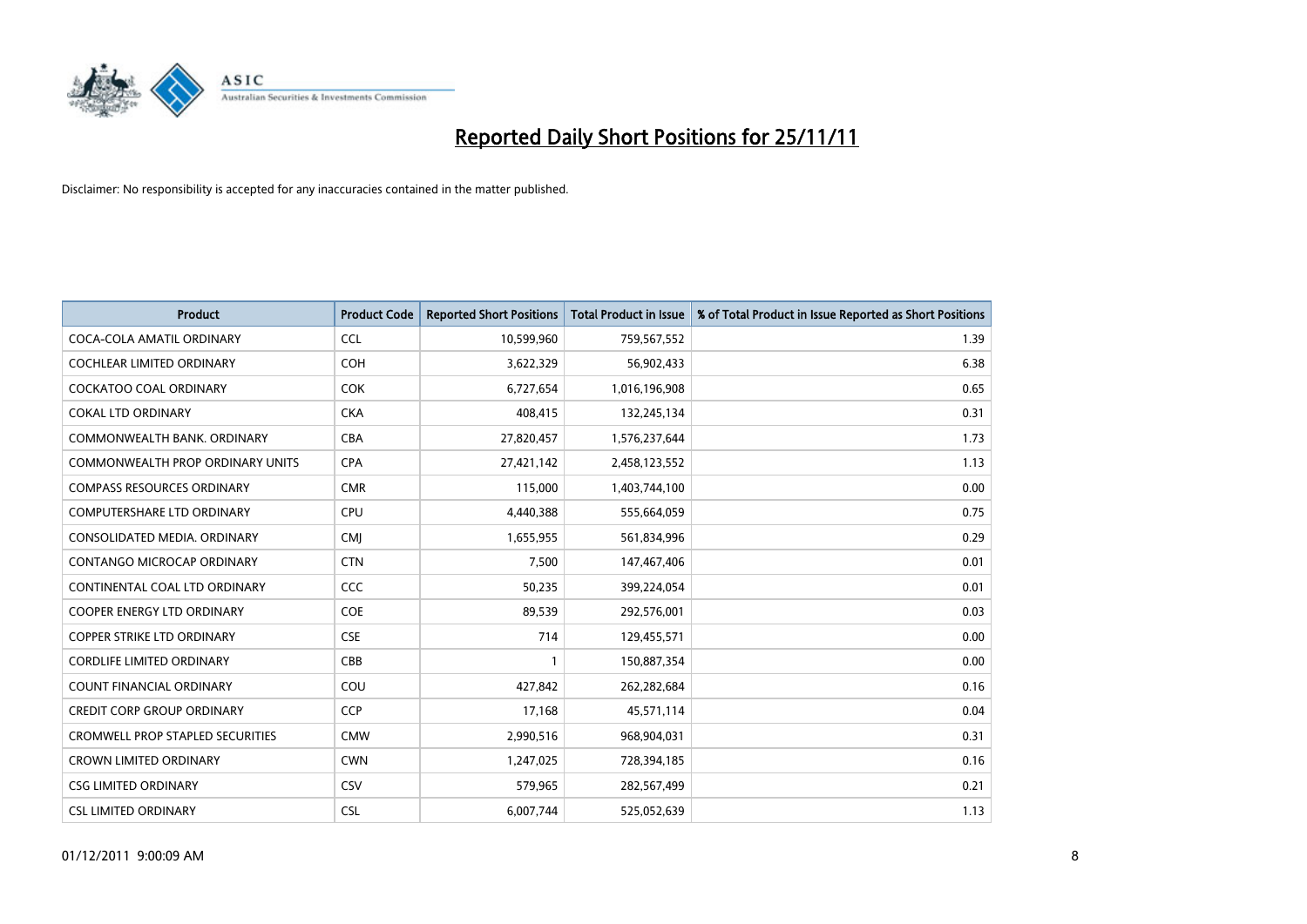# Reported Daily Short Positions for 25/11/11

Disclaimer: No responsibility is accepted for any inaccuracies contained in the matter published.

| Product | Product Code | Reported Short Positions | Total Product in Issue | % of Total Product in Issue Reported as Short Positions |
|---|---|---|---|---|
| COCA-COLA AMATIL ORDINARY | CCL | 10,599,960 | 759,567,552 | 1.39 |
| COCHLEAR LIMITED ORDINARY | COH | 3,622,329 | 56,902,433 | 6.38 |
| COCKATOO COAL ORDINARY | COK | 6,727,654 | 1,016,196,908 | 0.65 |
| COKAL LTD ORDINARY | CKA | 408,415 | 132,245,134 | 0.31 |
| COMMONWEALTH BANK. ORDINARY | CBA | 27,820,457 | 1,576,237,644 | 1.73 |
| COMMONWEALTH PROP ORDINARY UNITS | CPA | 27,421,142 | 2,458,123,552 | 1.13 |
| COMPASS RESOURCES ORDINARY | CMR | 115,000 | 1,403,744,100 | 0.00 |
| COMPUTERSHARE LTD ORDINARY | CPU | 4,440,388 | 555,664,059 | 0.75 |
| CONSOLIDATED MEDIA. ORDINARY | CMJ | 1,655,955 | 561,834,996 | 0.29 |
| CONTANGO MICROCAP ORDINARY | CTN | 7,500 | 147,467,406 | 0.01 |
| CONTINENTAL COAL LTD ORDINARY | CCC | 50,235 | 399,224,054 | 0.01 |
| COOPER ENERGY LTD ORDINARY | COE | 89,539 | 292,576,001 | 0.03 |
| COPPER STRIKE LTD ORDINARY | CSE | 714 | 129,455,571 | 0.00 |
| CORDLIFE LIMITED ORDINARY | CBB | 1 | 150,887,354 | 0.00 |
| COUNT FINANCIAL ORDINARY | COU | 427,842 | 262,282,684 | 0.16 |
| CREDIT CORP GROUP ORDINARY | CCP | 17,168 | 45,571,114 | 0.04 |
| CROMWELL PROP STAPLED SECURITIES | CMW | 2,990,516 | 968,904,031 | 0.31 |
| CROWN LIMITED ORDINARY | CWN | 1,247,025 | 728,394,185 | 0.16 |
| CSG LIMITED ORDINARY | CSV | 579,965 | 282,567,499 | 0.21 |
| CSL LIMITED ORDINARY | CSL | 6,007,744 | 525,052,639 | 1.13 |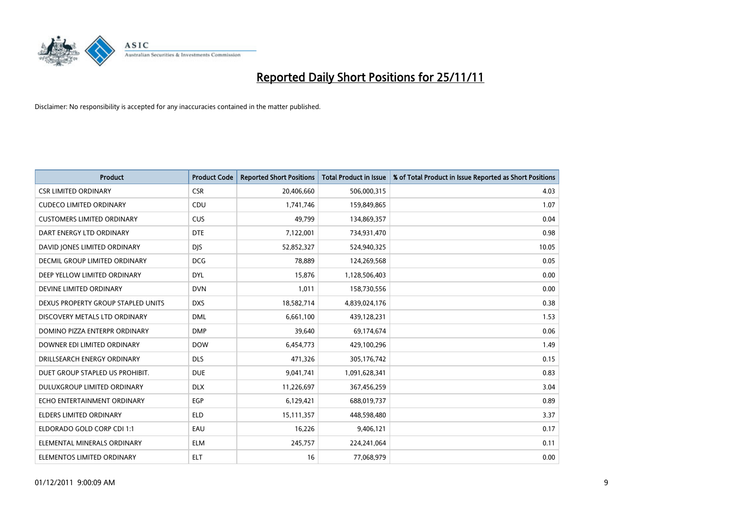# Reported Daily Short Positions for 25/11/11

Disclaimer: No responsibility is accepted for any inaccuracies contained in the matter published.

| Product | Product Code | Reported Short Positions | Total Product in Issue | % of Total Product in Issue Reported as Short Positions |
|---|---|---|---|---|
| CSR LIMITED ORDINARY | CSR | 20,406,660 | 506,000,315 | 4.03 |
| CUDECO LIMITED ORDINARY | CDU | 1,741,746 | 159,849,865 | 1.07 |
| CUSTOMERS LIMITED ORDINARY | CUS | 49,799 | 134,869,357 | 0.04 |
| DART ENERGY LTD ORDINARY | DTE | 7,122,001 | 734,931,470 | 0.98 |
| DAVID JONES LIMITED ORDINARY | DJS | 52,852,327 | 524,940,325 | 10.05 |
| DECMIL GROUP LIMITED ORDINARY | DCG | 78,889 | 124,269,568 | 0.05 |
| DEEP YELLOW LIMITED ORDINARY | DYL | 15,876 | 1,128,506,403 | 0.00 |
| DEVINE LIMITED ORDINARY | DVN | 1,011 | 158,730,556 | 0.00 |
| DEXUS PROPERTY GROUP STAPLED UNITS | DXS | 18,582,714 | 4,839,024,176 | 0.38 |
| DISCOVERY METALS LTD ORDINARY | DML | 6,661,100 | 439,128,231 | 1.53 |
| DOMINO PIZZA ENTERPR ORDINARY | DMP | 39,640 | 69,174,674 | 0.06 |
| DOWNER EDI LIMITED ORDINARY | DOW | 6,454,773 | 429,100,296 | 1.49 |
| DRILLSEARCH ENERGY ORDINARY | DLS | 471,326 | 305,176,742 | 0.15 |
| DUET GROUP STAPLED US PROHIBIT. | DUE | 9,041,741 | 1,091,628,341 | 0.83 |
| DULUXGROUP LIMITED ORDINARY | DLX | 11,226,697 | 367,456,259 | 3.04 |
| ECHO ENTERTAINMENT ORDINARY | EGP | 6,129,421 | 688,019,737 | 0.89 |
| ELDERS LIMITED ORDINARY | ELD | 15,111,357 | 448,598,480 | 3.37 |
| ELDORADO GOLD CORP CDI 1:1 | EAU | 16,226 | 9,406,121 | 0.17 |
| ELEMENTAL MINERALS ORDINARY | ELM | 245,757 | 224,241,064 | 0.11 |
| ELEMENTOS LIMITED ORDINARY | ELT | 16 | 77,068,979 | 0.00 |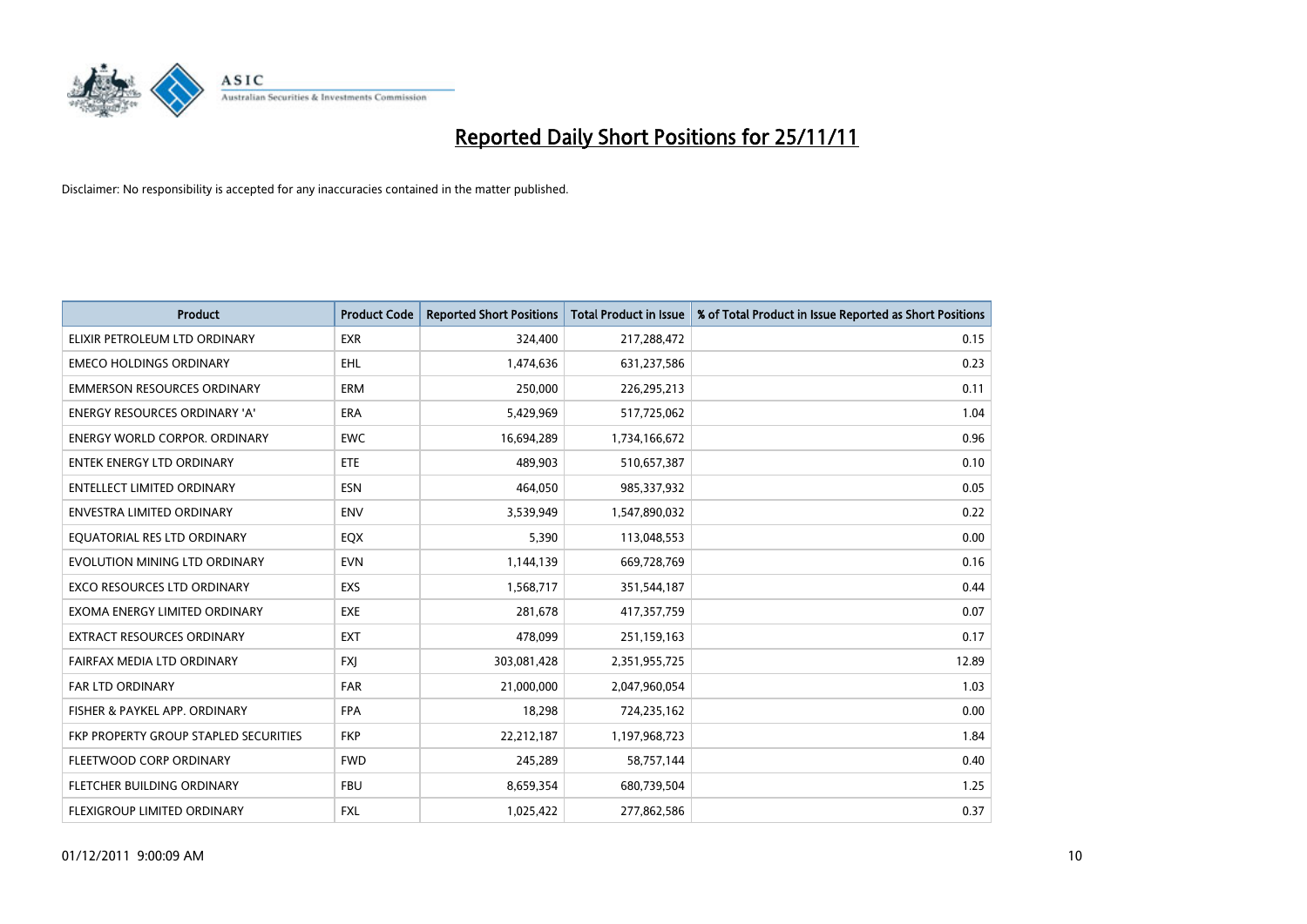# Reported Daily Short Positions for 25/11/11

Disclaimer: No responsibility is accepted for any inaccuracies contained in the matter published.

| Product | Product Code | Reported Short Positions | Total Product in Issue | % of Total Product in Issue Reported as Short Positions |
|---|---|---|---|---|
| ELIXIR PETROLEUM LTD ORDINARY | EXR | 324,400 | 217,288,472 | 0.15 |
| EMECO HOLDINGS ORDINARY | EHL | 1,474,636 | 631,237,586 | 0.23 |
| EMMERSON RESOURCES ORDINARY | ERM | 250,000 | 226,295,213 | 0.11 |
| ENERGY RESOURCES ORDINARY 'A' | ERA | 5,429,969 | 517,725,062 | 1.04 |
| ENERGY WORLD CORPOR. ORDINARY | EWC | 16,694,289 | 1,734,166,672 | 0.96 |
| ENTEK ENERGY LTD ORDINARY | ETE | 489,903 | 510,657,387 | 0.10 |
| ENTELLECT LIMITED ORDINARY | ESN | 464,050 | 985,337,932 | 0.05 |
| ENVESTRA LIMITED ORDINARY | ENV | 3,539,949 | 1,547,890,032 | 0.22 |
| EQUATORIAL RES LTD ORDINARY | EQX | 5,390 | 113,048,553 | 0.00 |
| EVOLUTION MINING LTD ORDINARY | EVN | 1,144,139 | 669,728,769 | 0.16 |
| EXCO RESOURCES LTD ORDINARY | EXS | 1,568,717 | 351,544,187 | 0.44 |
| EXOMA ENERGY LIMITED ORDINARY | EXE | 281,678 | 417,357,759 | 0.07 |
| EXTRACT RESOURCES ORDINARY | EXT | 478,099 | 251,159,163 | 0.17 |
| FAIRFAX MEDIA LTD ORDINARY | FXJ | 303,081,428 | 2,351,955,725 | 12.89 |
| FAR LTD ORDINARY | FAR | 21,000,000 | 2,047,960,054 | 1.03 |
| FISHER & PAYKEL APP. ORDINARY | FPA | 18,298 | 724,235,162 | 0.00 |
| FKP PROPERTY GROUP STAPLED SECURITIES | FKP | 22,212,187 | 1,197,968,723 | 1.84 |
| FLEETWOOD CORP ORDINARY | FWD | 245,289 | 58,757,144 | 0.40 |
| FLETCHER BUILDING ORDINARY | FBU | 8,659,354 | 680,739,504 | 1.25 |
| FLEXIGROUP LIMITED ORDINARY | FXL | 1,025,422 | 277,862,586 | 0.37 |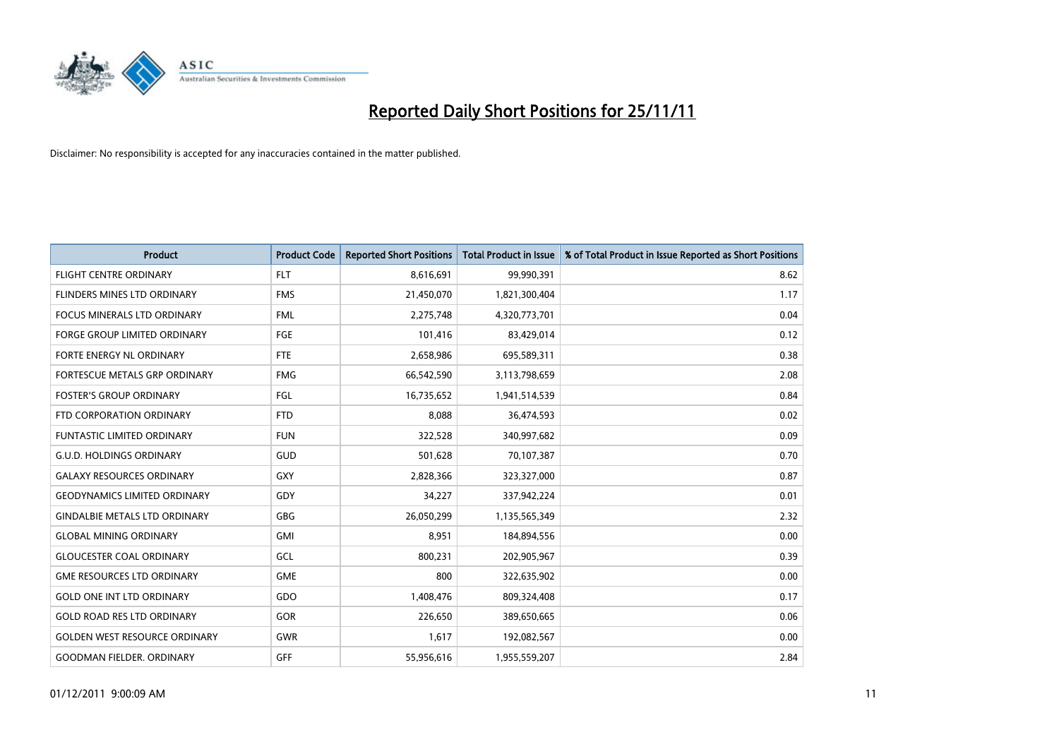# Reported Daily Short Positions for 25/11/11

Disclaimer: No responsibility is accepted for any inaccuracies contained in the matter published.

| Product | Product Code | Reported Short Positions | Total Product in Issue | % of Total Product in Issue Reported as Short Positions |
|---|---|---|---|---|
| FLIGHT CENTRE ORDINARY | FLT | 8,616,691 | 99,990,391 | 8.62 |
| FLINDERS MINES LTD ORDINARY | FMS | 21,450,070 | 1,821,300,404 | 1.17 |
| FOCUS MINERALS LTD ORDINARY | FML | 2,275,748 | 4,320,773,701 | 0.04 |
| FORGE GROUP LIMITED ORDINARY | FGE | 101,416 | 83,429,014 | 0.12 |
| FORTE ENERGY NL ORDINARY | FTE | 2,658,986 | 695,589,311 | 0.38 |
| FORTESCUE METALS GRP ORDINARY | FMG | 66,542,590 | 3,113,798,659 | 2.08 |
| FOSTER'S GROUP ORDINARY | FGL | 16,735,652 | 1,941,514,539 | 0.84 |
| FTD CORPORATION ORDINARY | FTD | 8,088 | 36,474,593 | 0.02 |
| FUNTASTIC LIMITED ORDINARY | FUN | 322,528 | 340,997,682 | 0.09 |
| G.U.D. HOLDINGS ORDINARY | GUD | 501,628 | 70,107,387 | 0.70 |
| GALAXY RESOURCES ORDINARY | GXY | 2,828,366 | 323,327,000 | 0.87 |
| GEODYNAMICS LIMITED ORDINARY | GDY | 34,227 | 337,942,224 | 0.01 |
| GINDALBIE METALS LTD ORDINARY | GBG | 26,050,299 | 1,135,565,349 | 2.32 |
| GLOBAL MINING ORDINARY | GMI | 8,951 | 184,894,556 | 0.00 |
| GLOUCESTER COAL ORDINARY | GCL | 800,231 | 202,905,967 | 0.39 |
| GME RESOURCES LTD ORDINARY | GME | 800 | 322,635,902 | 0.00 |
| GOLD ONE INT LTD ORDINARY | GDO | 1,408,476 | 809,324,408 | 0.17 |
| GOLD ROAD RES LTD ORDINARY | GOR | 226,650 | 389,650,665 | 0.06 |
| GOLDEN WEST RESOURCE ORDINARY | GWR | 1,617 | 192,082,567 | 0.00 |
| GOODMAN FIELDER. ORDINARY | GFF | 55,956,616 | 1,955,559,207 | 2.84 |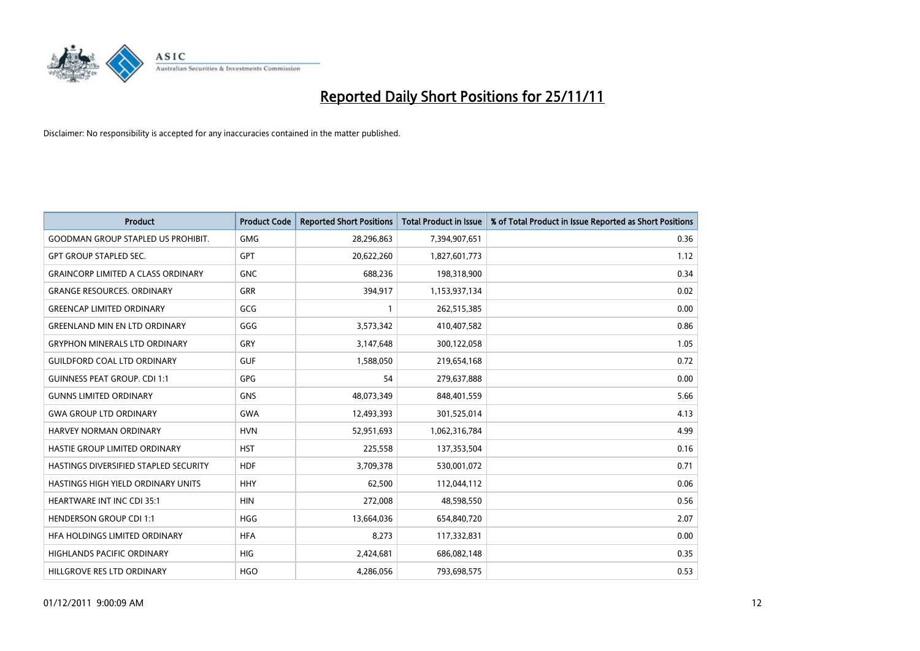# Reported Daily Short Positions for 25/11/11

Disclaimer: No responsibility is accepted for any inaccuracies contained in the matter published.

| Product | Product Code | Reported Short Positions | Total Product in Issue | % of Total Product in Issue Reported as Short Positions |
|---|---|---|---|---|
| GOODMAN GROUP STAPLED US PROHIBIT. | GMG | 28,296,863 | 7,394,907,651 | 0.36 |
| GPT GROUP STAPLED SEC. | GPT | 20,622,260 | 1,827,601,773 | 1.12 |
| GRAINCORP LIMITED A CLASS ORDINARY | GNC | 688,236 | 198,318,900 | 0.34 |
| GRANGE RESOURCES. ORDINARY | GRR | 394,917 | 1,153,937,134 | 0.02 |
| GREENCAP LIMITED ORDINARY | GCG | 1 | 262,515,385 | 0.00 |
| GREENLAND MIN EN LTD ORDINARY | GGG | 3,573,342 | 410,407,582 | 0.86 |
| GRYPHON MINERALS LTD ORDINARY | GRY | 3,147,648 | 300,122,058 | 1.05 |
| GUILDFORD COAL LTD ORDINARY | GUF | 1,588,050 | 219,654,168 | 0.72 |
| GUINNESS PEAT GROUP. CDI 1:1 | GPG | 54 | 279,637,888 | 0.00 |
| GUNNS LIMITED ORDINARY | GNS | 48,073,349 | 848,401,559 | 5.66 |
| GWA GROUP LTD ORDINARY | GWA | 12,493,393 | 301,525,014 | 4.13 |
| HARVEY NORMAN ORDINARY | HVN | 52,951,693 | 1,062,316,784 | 4.99 |
| HASTIE GROUP LIMITED ORDINARY | HST | 225,558 | 137,353,504 | 0.16 |
| HASTINGS DIVERSIFIED STAPLED SECURITY | HDF | 3,709,378 | 530,001,072 | 0.71 |
| HASTINGS HIGH YIELD ORDINARY UNITS | HHY | 62,500 | 112,044,112 | 0.06 |
| HEARTWARE INT INC CDI 35:1 | HIN | 272,008 | 48,598,550 | 0.56 |
| HENDERSON GROUP CDI 1:1 | HGG | 13,664,036 | 654,840,720 | 2.07 |
| HFA HOLDINGS LIMITED ORDINARY | HFA | 8,273 | 117,332,831 | 0.00 |
| HIGHLANDS PACIFIC ORDINARY | HIG | 2,424,681 | 686,082,148 | 0.35 |
| HILLGROVE RES LTD ORDINARY | HGO | 4,286,056 | 793,698,575 | 0.53 |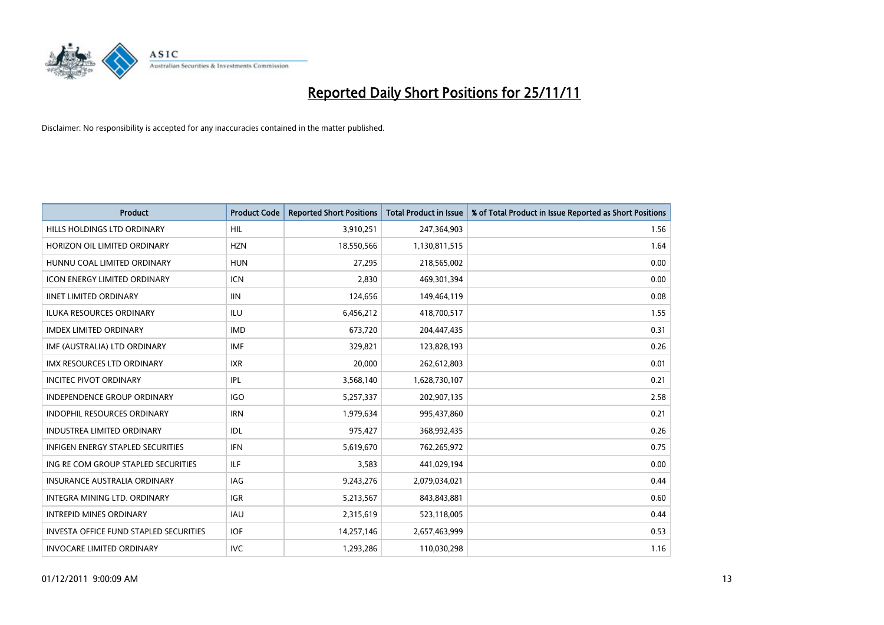# Reported Daily Short Positions for 25/11/11

Disclaimer: No responsibility is accepted for any inaccuracies contained in the matter published.

| Product | Product Code | Reported Short Positions | Total Product in Issue | % of Total Product in Issue Reported as Short Positions |
|---|---|---|---|---|
| HILLS HOLDINGS LTD ORDINARY | HIL | 3,910,251 | 247,364,903 | 1.56 |
| HORIZON OIL LIMITED ORDINARY | HZN | 18,550,566 | 1,130,811,515 | 1.64 |
| HUNNU COAL LIMITED ORDINARY | HUN | 27,295 | 218,565,002 | 0.00 |
| ICON ENERGY LIMITED ORDINARY | ICN | 2,830 | 469,301,394 | 0.00 |
| IINET LIMITED ORDINARY | IIN | 124,656 | 149,464,119 | 0.08 |
| ILUKA RESOURCES ORDINARY | ILU | 6,456,212 | 418,700,517 | 1.55 |
| IMDEX LIMITED ORDINARY | IMD | 673,720 | 204,447,435 | 0.31 |
| IMF (AUSTRALIA) LTD ORDINARY | IMF | 329,821 | 123,828,193 | 0.26 |
| IMX RESOURCES LTD ORDINARY | IXR | 20,000 | 262,612,803 | 0.01 |
| INCITEC PIVOT ORDINARY | IPL | 3,568,140 | 1,628,730,107 | 0.21 |
| INDEPENDENCE GROUP ORDINARY | IGO | 5,257,337 | 202,907,135 | 2.58 |
| INDOPHIL RESOURCES ORDINARY | IRN | 1,979,634 | 995,437,860 | 0.21 |
| INDUSTREA LIMITED ORDINARY | IDL | 975,427 | 368,992,435 | 0.26 |
| INFIGEN ENERGY STAPLED SECURITIES | IFN | 5,619,670 | 762,265,972 | 0.75 |
| ING RE COM GROUP STAPLED SECURITIES | ILF | 3,583 | 441,029,194 | 0.00 |
| INSURANCE AUSTRALIA ORDINARY | IAG | 9,243,276 | 2,079,034,021 | 0.44 |
| INTEGRA MINING LTD. ORDINARY | IGR | 5,213,567 | 843,843,881 | 0.60 |
| INTREPID MINES ORDINARY | IAU | 2,315,619 | 523,118,005 | 0.44 |
| INVESTA OFFICE FUND STAPLED SECURITIES | IOF | 14,257,146 | 2,657,463,999 | 0.53 |
| INVOCARE LIMITED ORDINARY | IVC | 1,293,286 | 110,030,298 | 1.16 |

01/12/2011 9:00:09 AM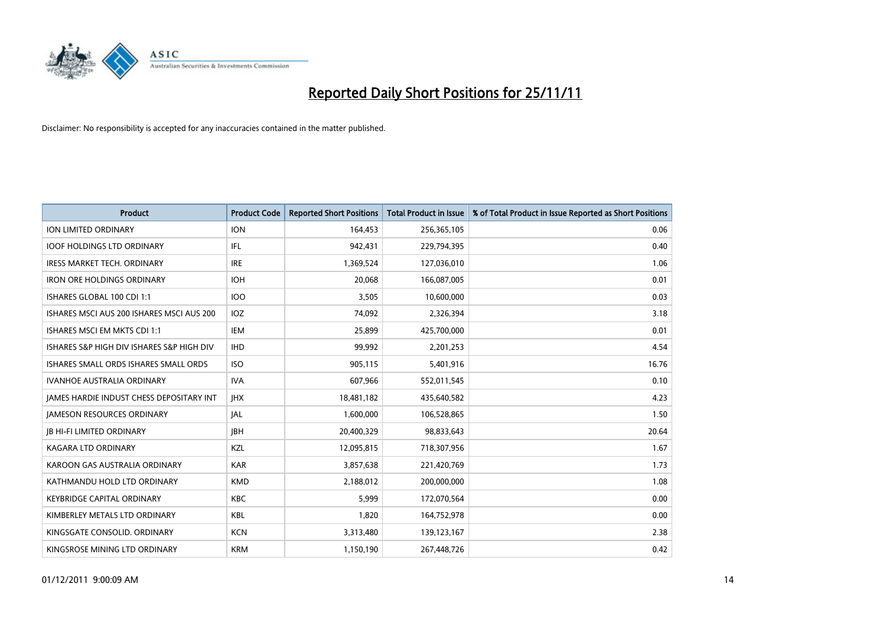# Reported Daily Short Positions for 25/11/11

Disclaimer: No responsibility is accepted for any inaccuracies contained in the matter published.

| Product | Product Code | Reported Short Positions | Total Product in Issue | % of Total Product in Issue Reported as Short Positions |
|---|---|---|---|---|
| ION LIMITED ORDINARY | ION | 164,453 | 256,365,105 | 0.06 |
| IOOF HOLDINGS LTD ORDINARY | IFL | 942,431 | 229,794,395 | 0.40 |
| IRESS MARKET TECH. ORDINARY | IRE | 1,369,524 | 127,036,010 | 1.06 |
| IRON ORE HOLDINGS ORDINARY | IOH | 20,068 | 166,087,005 | 0.01 |
| ISHARES GLOBAL 100 CDI 1:1 | IOO | 3,505 | 10,600,000 | 0.03 |
| ISHARES MSCI AUS 200 ISHARES MSCI AUS 200 | IOZ | 74,092 | 2,326,394 | 3.18 |
| ISHARES MSCI EM MKTS CDI 1:1 | IEM | 25,899 | 425,700,000 | 0.01 |
| ISHARES S&P HIGH DIV ISHARES S&P HIGH DIV | IHD | 99,992 | 2,201,253 | 4.54 |
| ISHARES SMALL ORDS ISHARES SMALL ORDS | ISO | 905,115 | 5,401,916 | 16.76 |
| IVANHOE AUSTRALIA ORDINARY | IVA | 607,966 | 552,011,545 | 0.10 |
| JAMES HARDIE INDUST CHESS DEPOSITARY INT | JHX | 18,481,182 | 435,640,582 | 4.23 |
| JAMESON RESOURCES ORDINARY | JAL | 1,600,000 | 106,528,865 | 1.50 |
| JB HI-FI LIMITED ORDINARY | JBH | 20,400,329 | 98,833,643 | 20.64 |
| KAGARA LTD ORDINARY | KZL | 12,095,815 | 718,307,956 | 1.67 |
| KAROON GAS AUSTRALIA ORDINARY | KAR | 3,857,638 | 221,420,769 | 1.73 |
| KATHMANDU HOLD LTD ORDINARY | KMD | 2,188,012 | 200,000,000 | 1.08 |
| KEYBRIDGE CAPITAL ORDINARY | KBC | 5,999 | 172,070,564 | 0.00 |
| KIMBERLEY METALS LTD ORDINARY | KBL | 1,820 | 164,752,978 | 0.00 |
| KINGSGATE CONSOLID. ORDINARY | KCN | 3,313,480 | 139,123,167 | 2.38 |
| KINGSROSE MINING LTD ORDINARY | KRM | 1,150,190 | 267,448,726 | 0.42 |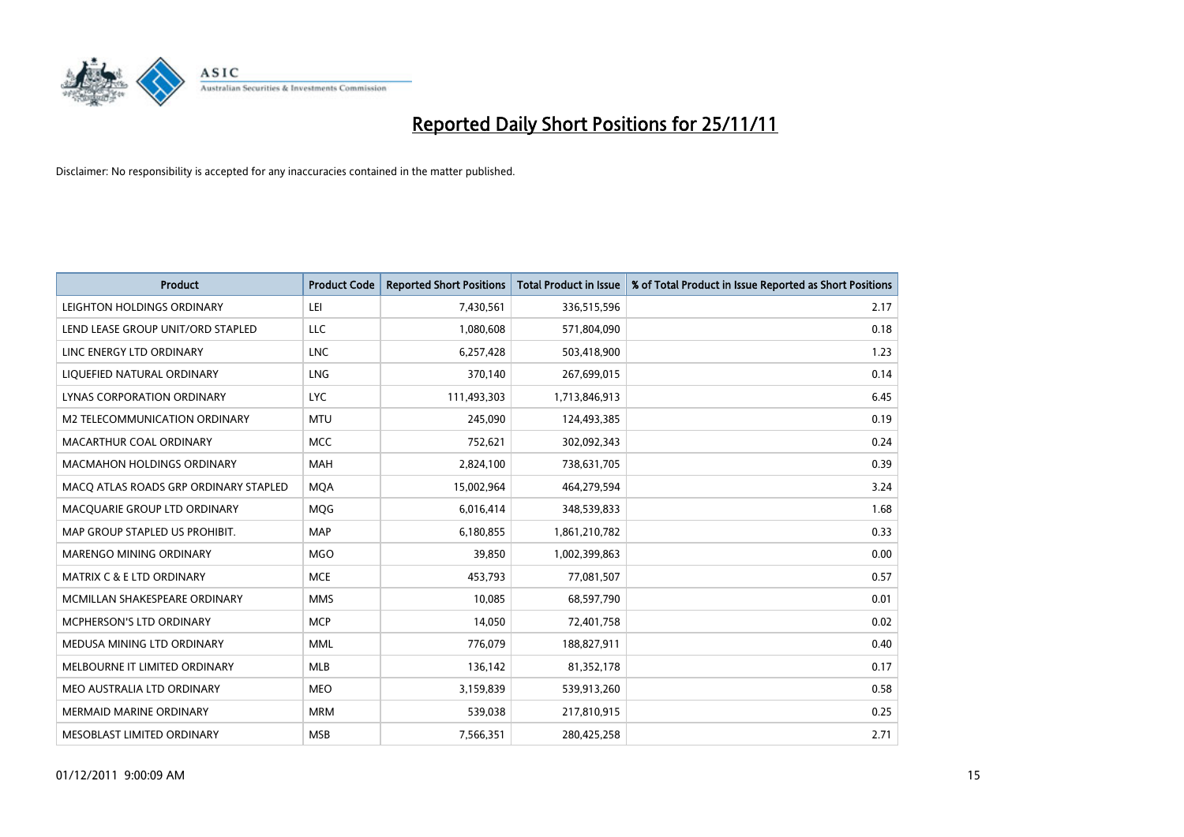# Reported Daily Short Positions for 25/11/11

Disclaimer: No responsibility is accepted for any inaccuracies contained in the matter published.

| Product | Product Code | Reported Short Positions | Total Product in Issue | % of Total Product in Issue Reported as Short Positions |
|---|---|---|---|---|
| LEIGHTON HOLDINGS ORDINARY | LEI | 7,430,561 | 336,515,596 | 2.17 |
| LEND LEASE GROUP UNIT/ORD STAPLED | LLC | 1,080,608 | 571,804,090 | 0.18 |
| LINC ENERGY LTD ORDINARY | LNC | 6,257,428 | 503,418,900 | 1.23 |
| LIQUEFIED NATURAL ORDINARY | LNG | 370,140 | 267,699,015 | 0.14 |
| LYNAS CORPORATION ORDINARY | LYC | 111,493,303 | 1,713,846,913 | 6.45 |
| M2 TELECOMMUNICATION ORDINARY | MTU | 245,090 | 124,493,385 | 0.19 |
| MACARTHUR COAL ORDINARY | MCC | 752,621 | 302,092,343 | 0.24 |
| MACMAHON HOLDINGS ORDINARY | MAH | 2,824,100 | 738,631,705 | 0.39 |
| MACQ ATLAS ROADS GRP ORDINARY STAPLED | MQA | 15,002,964 | 464,279,594 | 3.24 |
| MACQUARIE GROUP LTD ORDINARY | MQG | 6,016,414 | 348,539,833 | 1.68 |
| MAP GROUP STAPLED US PROHIBIT. | MAP | 6,180,855 | 1,861,210,782 | 0.33 |
| MARENGO MINING ORDINARY | MGO | 39,850 | 1,002,399,863 | 0.00 |
| MATRIX C & E LTD ORDINARY | MCE | 453,793 | 77,081,507 | 0.57 |
| MCMILLAN SHAKESPEARE ORDINARY | MMS | 10,085 | 68,597,790 | 0.01 |
| MCPHERSON'S LTD ORDINARY | MCP | 14,050 | 72,401,758 | 0.02 |
| MEDUSA MINING LTD ORDINARY | MML | 776,079 | 188,827,911 | 0.40 |
| MELBOURNE IT LIMITED ORDINARY | MLB | 136,142 | 81,352,178 | 0.17 |
| MEO AUSTRALIA LTD ORDINARY | MEO | 3,159,839 | 539,913,260 | 0.58 |
| MERMAID MARINE ORDINARY | MRM | 539,038 | 217,810,915 | 0.25 |
| MESOBLAST LIMITED ORDINARY | MSB | 7,566,351 | 280,425,258 | 2.71 |

01/12/2011 9:00:09 AM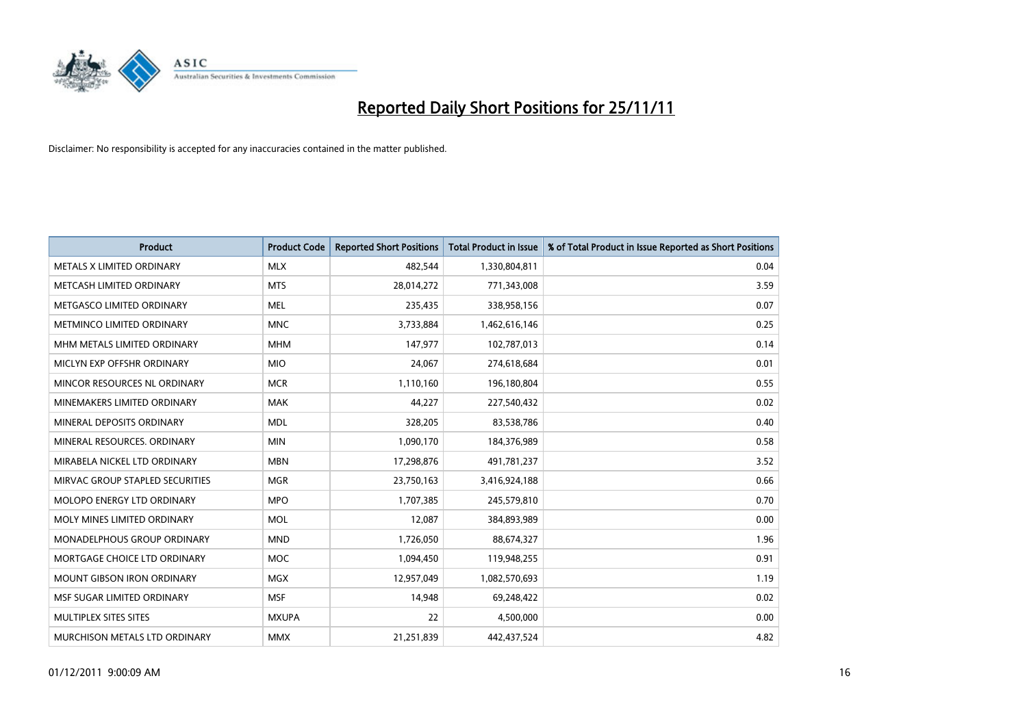# Reported Daily Short Positions for 25/11/11

Disclaimer: No responsibility is accepted for any inaccuracies contained in the matter published.

| Product | Product Code | Reported Short Positions | Total Product in Issue | % of Total Product in Issue Reported as Short Positions |
|---|---|---|---|---|
| METALS X LIMITED ORDINARY | MLX | 482,544 | 1,330,804,811 | 0.04 |
| METCASH LIMITED ORDINARY | MTS | 28,014,272 | 771,343,008 | 3.59 |
| METGASCO LIMITED ORDINARY | MEL | 235,435 | 338,958,156 | 0.07 |
| METMINCO LIMITED ORDINARY | MNC | 3,733,884 | 1,462,616,146 | 0.25 |
| MHM METALS LIMITED ORDINARY | MHM | 147,977 | 102,787,013 | 0.14 |
| MICLYN EXP OFFSHR ORDINARY | MIO | 24,067 | 274,618,684 | 0.01 |
| MINCOR RESOURCES NL ORDINARY | MCR | 1,110,160 | 196,180,804 | 0.55 |
| MINEMAKERS LIMITED ORDINARY | MAK | 44,227 | 227,540,432 | 0.02 |
| MINERAL DEPOSITS ORDINARY | MDL | 328,205 | 83,538,786 | 0.40 |
| MINERAL RESOURCES. ORDINARY | MIN | 1,090,170 | 184,376,989 | 0.58 |
| MIRABELA NICKEL LTD ORDINARY | MBN | 17,298,876 | 491,781,237 | 3.52 |
| MIRVAC GROUP STAPLED SECURITIES | MGR | 23,750,163 | 3,416,924,188 | 0.66 |
| MOLOPO ENERGY LTD ORDINARY | MPO | 1,707,385 | 245,579,810 | 0.70 |
| MOLY MINES LIMITED ORDINARY | MOL | 12,087 | 384,893,989 | 0.00 |
| MONADELPHOUS GROUP ORDINARY | MND | 1,726,050 | 88,674,327 | 1.96 |
| MORTGAGE CHOICE LTD ORDINARY | MOC | 1,094,450 | 119,948,255 | 0.91 |
| MOUNT GIBSON IRON ORDINARY | MGX | 12,957,049 | 1,082,570,693 | 1.19 |
| MSF SUGAR LIMITED ORDINARY | MSF | 14,948 | 69,248,422 | 0.02 |
| MULTIPLEX SITES SITES | MXUPA | 22 | 4,500,000 | 0.00 |
| MURCHISON METALS LTD ORDINARY | MMX | 21,251,839 | 442,437,524 | 4.82 |

01/12/2011 9:00:09 AM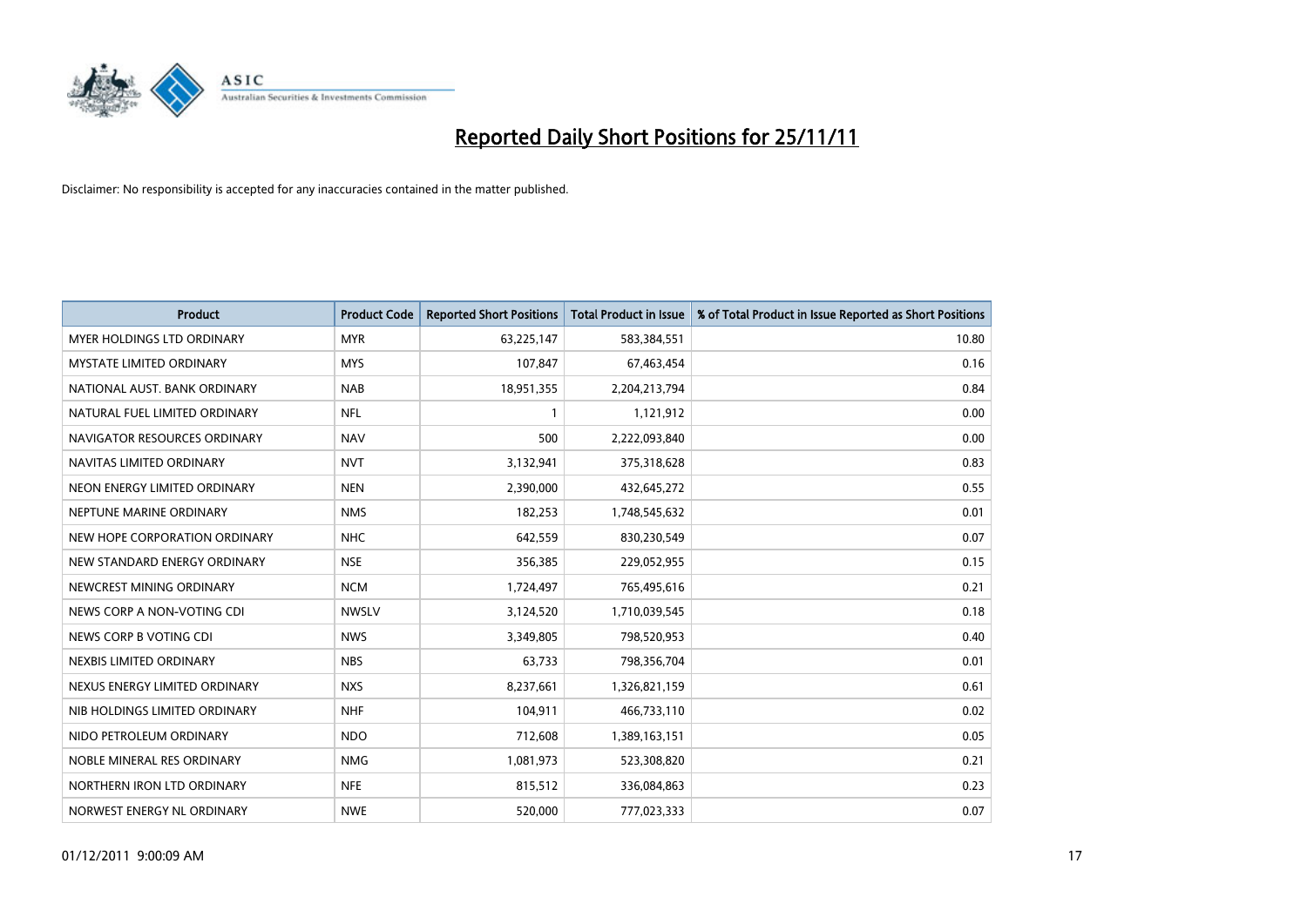# Reported Daily Short Positions for 25/11/11

Disclaimer: No responsibility is accepted for any inaccuracies contained in the matter published.

| Product | Product Code | Reported Short Positions | Total Product in Issue | % of Total Product in Issue Reported as Short Positions |
|---|---|---|---|---|
| MYER HOLDINGS LTD ORDINARY | MYR | 63,225,147 | 583,384,551 | 10.80 |
| MYSTATE LIMITED ORDINARY | MYS | 107,847 | 67,463,454 | 0.16 |
| NATIONAL AUST. BANK ORDINARY | NAB | 18,951,355 | 2,204,213,794 | 0.84 |
| NATURAL FUEL LIMITED ORDINARY | NFL | 1 | 1,121,912 | 0.00 |
| NAVIGATOR RESOURCES ORDINARY | NAV | 500 | 2,222,093,840 | 0.00 |
| NAVITAS LIMITED ORDINARY | NVT | 3,132,941 | 375,318,628 | 0.83 |
| NEON ENERGY LIMITED ORDINARY | NEN | 2,390,000 | 432,645,272 | 0.55 |
| NEPTUNE MARINE ORDINARY | NMS | 182,253 | 1,748,545,632 | 0.01 |
| NEW HOPE CORPORATION ORDINARY | NHC | 642,559 | 830,230,549 | 0.07 |
| NEW STANDARD ENERGY ORDINARY | NSE | 356,385 | 229,052,955 | 0.15 |
| NEWCREST MINING ORDINARY | NCM | 1,724,497 | 765,495,616 | 0.21 |
| NEWS CORP A NON-VOTING CDI | NWSLV | 3,124,520 | 1,710,039,545 | 0.18 |
| NEWS CORP B VOTING CDI | NWS | 3,349,805 | 798,520,953 | 0.40 |
| NEXBIS LIMITED ORDINARY | NBS | 63,733 | 798,356,704 | 0.01 |
| NEXUS ENERGY LIMITED ORDINARY | NXS | 8,237,661 | 1,326,821,159 | 0.61 |
| NIB HOLDINGS LIMITED ORDINARY | NHF | 104,911 | 466,733,110 | 0.02 |
| NIDO PETROLEUM ORDINARY | NDO | 712,608 | 1,389,163,151 | 0.05 |
| NOBLE MINERAL RES ORDINARY | NMG | 1,081,973 | 523,308,820 | 0.21 |
| NORTHERN IRON LTD ORDINARY | NFE | 815,512 | 336,084,863 | 0.23 |
| NORWEST ENERGY NL ORDINARY | NWE | 520,000 | 777,023,333 | 0.07 |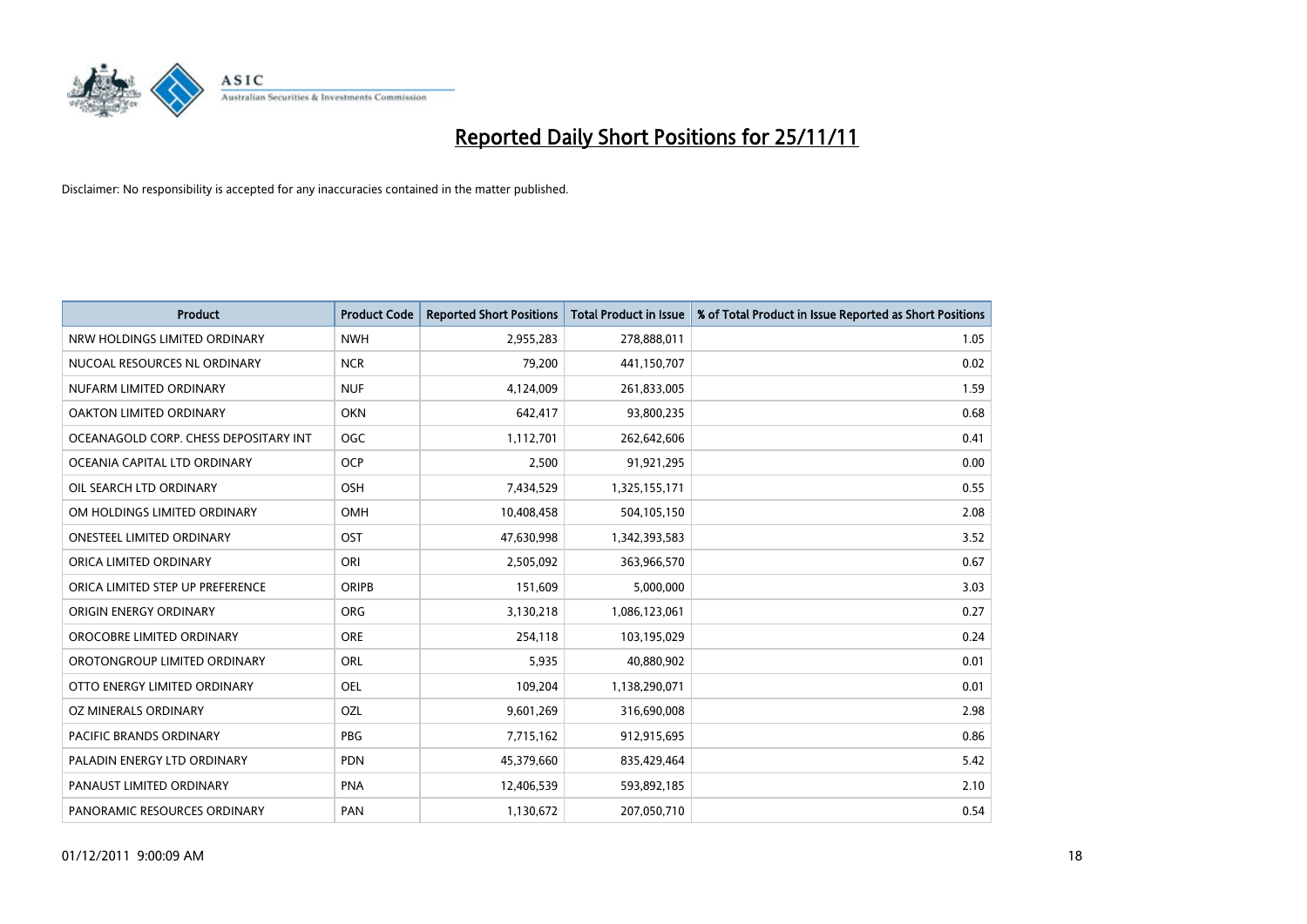# Reported Daily Short Positions for 25/11/11

Disclaimer: No responsibility is accepted for any inaccuracies contained in the matter published.

| Product | Product Code | Reported Short Positions | Total Product in Issue | % of Total Product in Issue Reported as Short Positions |
|---|---|---|---|---|
| NRW HOLDINGS LIMITED ORDINARY | NWH | 2,955,283 | 278,888,011 | 1.05 |
| NUCOAL RESOURCES NL ORDINARY | NCR | 79,200 | 441,150,707 | 0.02 |
| NUFARM LIMITED ORDINARY | NUF | 4,124,009 | 261,833,005 | 1.59 |
| OAKTON LIMITED ORDINARY | OKN | 642,417 | 93,800,235 | 0.68 |
| OCEANAGOLD CORP. CHESS DEPOSITARY INT | OGC | 1,112,701 | 262,642,606 | 0.41 |
| OCEANIA CAPITAL LTD ORDINARY | OCP | 2,500 | 91,921,295 | 0.00 |
| OIL SEARCH LTD ORDINARY | OSH | 7,434,529 | 1,325,155,171 | 0.55 |
| OM HOLDINGS LIMITED ORDINARY | OMH | 10,408,458 | 504,105,150 | 2.08 |
| ONESTEEL LIMITED ORDINARY | OST | 47,630,998 | 1,342,393,583 | 3.52 |
| ORICA LIMITED ORDINARY | ORI | 2,505,092 | 363,966,570 | 0.67 |
| ORICA LIMITED STEP UP PREFERENCE | ORIPB | 151,609 | 5,000,000 | 3.03 |
| ORIGIN ENERGY ORDINARY | ORG | 3,130,218 | 1,086,123,061 | 0.27 |
| OROCOBRE LIMITED ORDINARY | ORE | 254,118 | 103,195,029 | 0.24 |
| OROTONGROUP LIMITED ORDINARY | ORL | 5,935 | 40,880,902 | 0.01 |
| OTTO ENERGY LIMITED ORDINARY | OEL | 109,204 | 1,138,290,071 | 0.01 |
| OZ MINERALS ORDINARY | OZL | 9,601,269 | 316,690,008 | 2.98 |
| PACIFIC BRANDS ORDINARY | PBG | 7,715,162 | 912,915,695 | 0.86 |
| PALADIN ENERGY LTD ORDINARY | PDN | 45,379,660 | 835,429,464 | 5.42 |
| PANAUST LIMITED ORDINARY | PNA | 12,406,539 | 593,892,185 | 2.10 |
| PANORAMIC RESOURCES ORDINARY | PAN | 1,130,672 | 207,050,710 | 0.54 |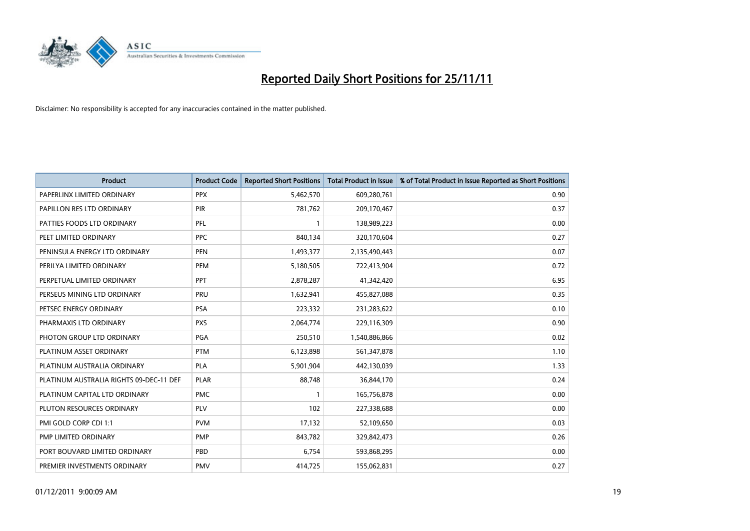# Reported Daily Short Positions for 25/11/11

Disclaimer: No responsibility is accepted for any inaccuracies contained in the matter published.

| Product | Product Code | Reported Short Positions | Total Product in Issue | % of Total Product in Issue Reported as Short Positions |
|---|---|---|---|---|
| PAPERLINX LIMITED ORDINARY | PPX | 5,462,570 | 609,280,761 | 0.90 |
| PAPILLON RES LTD ORDINARY | PIR | 781,762 | 209,170,467 | 0.37 |
| PATTIES FOODS LTD ORDINARY | PFL | 1 | 138,989,223 | 0.00 |
| PEET LIMITED ORDINARY | PPC | 840,134 | 320,170,604 | 0.27 |
| PENINSULA ENERGY LTD ORDINARY | PEN | 1,493,377 | 2,135,490,443 | 0.07 |
| PERILYA LIMITED ORDINARY | PEM | 5,180,505 | 722,413,904 | 0.72 |
| PERPETUAL LIMITED ORDINARY | PPT | 2,878,287 | 41,342,420 | 6.95 |
| PERSEUS MINING LTD ORDINARY | PRU | 1,632,941 | 455,827,088 | 0.35 |
| PETSEC ENERGY ORDINARY | PSA | 223,332 | 231,283,622 | 0.10 |
| PHARMAXIS LTD ORDINARY | PXS | 2,064,774 | 229,116,309 | 0.90 |
| PHOTON GROUP LTD ORDINARY | PGA | 250,510 | 1,540,886,866 | 0.02 |
| PLATINUM ASSET ORDINARY | PTM | 6,123,898 | 561,347,878 | 1.10 |
| PLATINUM AUSTRALIA ORDINARY | PLA | 5,901,904 | 442,130,039 | 1.33 |
| PLATINUM AUSTRALIA RIGHTS 09-DEC-11 DEF | PLAR | 88,748 | 36,844,170 | 0.24 |
| PLATINUM CAPITAL LTD ORDINARY | PMC | 1 | 165,756,878 | 0.00 |
| PLUTON RESOURCES ORDINARY | PLV | 102 | 227,338,688 | 0.00 |
| PMI GOLD CORP CDI 1:1 | PVM | 17,132 | 52,109,650 | 0.03 |
| PMP LIMITED ORDINARY | PMP | 843,782 | 329,842,473 | 0.26 |
| PORT BOUVARD LIMITED ORDINARY | PBD | 6,754 | 593,868,295 | 0.00 |
| PREMIER INVESTMENTS ORDINARY | PMV | 414,725 | 155,062,831 | 0.27 |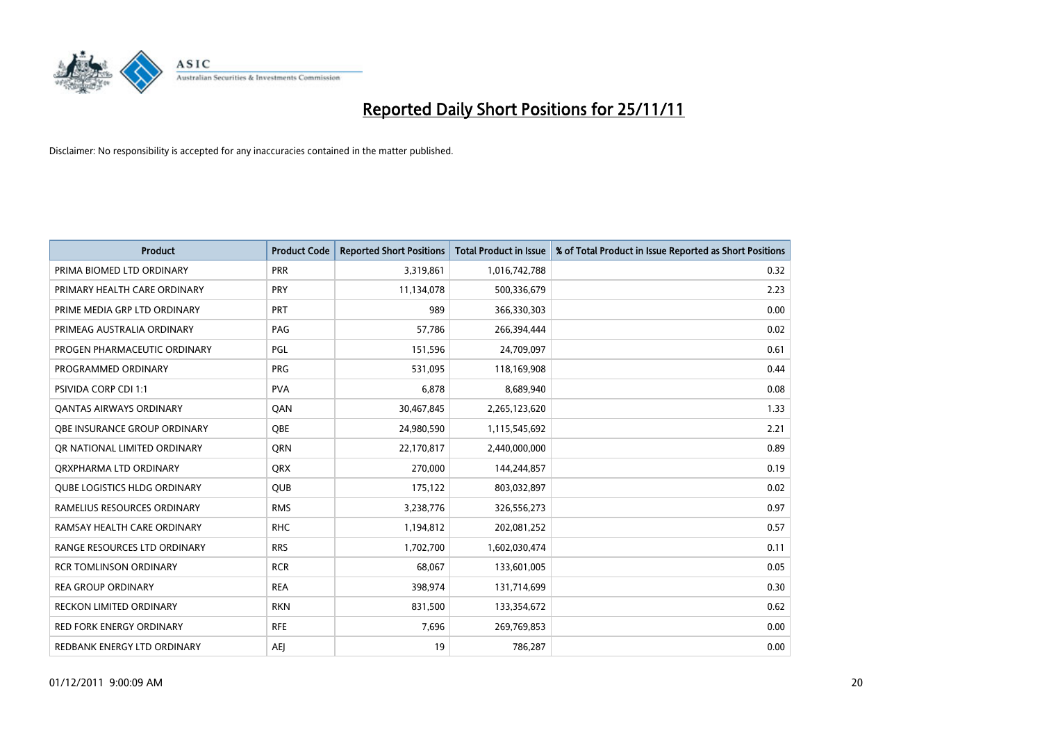# Reported Daily Short Positions for 25/11/11

Disclaimer: No responsibility is accepted for any inaccuracies contained in the matter published.

| Product | Product Code | Reported Short Positions | Total Product in Issue | % of Total Product in Issue Reported as Short Positions |
|---|---|---|---|---|
| PRIMA BIOMED LTD ORDINARY | PRR | 3,319,861 | 1,016,742,788 | 0.32 |
| PRIMARY HEALTH CARE ORDINARY | PRY | 11,134,078 | 500,336,679 | 2.23 |
| PRIME MEDIA GRP LTD ORDINARY | PRT | 989 | 366,330,303 | 0.00 |
| PRIMEAG AUSTRALIA ORDINARY | PAG | 57,786 | 266,394,444 | 0.02 |
| PROGEN PHARMACEUTIC ORDINARY | PGL | 151,596 | 24,709,097 | 0.61 |
| PROGRAMMED ORDINARY | PRG | 531,095 | 118,169,908 | 0.44 |
| PSIVIDA CORP CDI 1:1 | PVA | 6,878 | 8,689,940 | 0.08 |
| QANTAS AIRWAYS ORDINARY | QAN | 30,467,845 | 2,265,123,620 | 1.33 |
| QBE INSURANCE GROUP ORDINARY | QBE | 24,980,590 | 1,115,545,692 | 2.21 |
| QR NATIONAL LIMITED ORDINARY | QRN | 22,170,817 | 2,440,000,000 | 0.89 |
| QRXPHARMA LTD ORDINARY | QRX | 270,000 | 144,244,857 | 0.19 |
| QUBE LOGISTICS HLDG ORDINARY | QUB | 175,122 | 803,032,897 | 0.02 |
| RAMELIUS RESOURCES ORDINARY | RMS | 3,238,776 | 326,556,273 | 0.97 |
| RAMSAY HEALTH CARE ORDINARY | RHC | 1,194,812 | 202,081,252 | 0.57 |
| RANGE RESOURCES LTD ORDINARY | RRS | 1,702,700 | 1,602,030,474 | 0.11 |
| RCR TOMLINSON ORDINARY | RCR | 68,067 | 133,601,005 | 0.05 |
| REA GROUP ORDINARY | REA | 398,974 | 131,714,699 | 0.30 |
| RECKON LIMITED ORDINARY | RKN | 831,500 | 133,354,672 | 0.62 |
| RED FORK ENERGY ORDINARY | RFE | 7,696 | 269,769,853 | 0.00 |
| REDBANK ENERGY LTD ORDINARY | AEJ | 19 | 786,287 | 0.00 |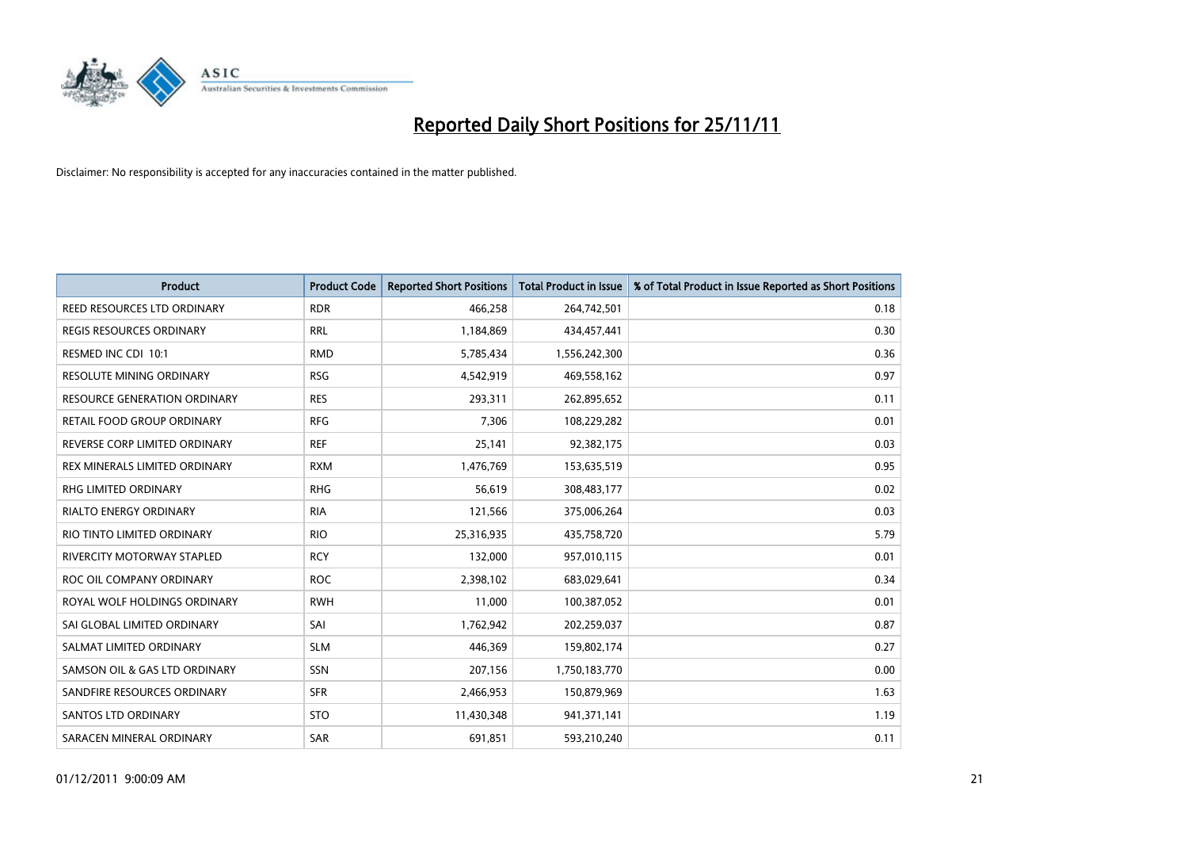# Reported Daily Short Positions for 25/11/11

Disclaimer: No responsibility is accepted for any inaccuracies contained in the matter published.

| Product | Product Code | Reported Short Positions | Total Product in Issue | % of Total Product in Issue Reported as Short Positions |
|---|---|---|---|---|
| REED RESOURCES LTD ORDINARY | RDR | 466,258 | 264,742,501 | 0.18 |
| REGIS RESOURCES ORDINARY | RRL | 1,184,869 | 434,457,441 | 0.30 |
| RESMED INC CDI 10:1 | RMD | 5,785,434 | 1,556,242,300 | 0.36 |
| RESOLUTE MINING ORDINARY | RSG | 4,542,919 | 469,558,162 | 0.97 |
| RESOURCE GENERATION ORDINARY | RES | 293,311 | 262,895,652 | 0.11 |
| RETAIL FOOD GROUP ORDINARY | RFG | 7,306 | 108,229,282 | 0.01 |
| REVERSE CORP LIMITED ORDINARY | REF | 25,141 | 92,382,175 | 0.03 |
| REX MINERALS LIMITED ORDINARY | RXM | 1,476,769 | 153,635,519 | 0.95 |
| RHG LIMITED ORDINARY | RHG | 56,619 | 308,483,177 | 0.02 |
| RIALTO ENERGY ORDINARY | RIA | 121,566 | 375,006,264 | 0.03 |
| RIO TINTO LIMITED ORDINARY | RIO | 25,316,935 | 435,758,720 | 5.79 |
| RIVERCITY MOTORWAY STAPLED | RCY | 132,000 | 957,010,115 | 0.01 |
| ROC OIL COMPANY ORDINARY | ROC | 2,398,102 | 683,029,641 | 0.34 |
| ROYAL WOLF HOLDINGS ORDINARY | RWH | 11,000 | 100,387,052 | 0.01 |
| SAI GLOBAL LIMITED ORDINARY | SAI | 1,762,942 | 202,259,037 | 0.87 |
| SALMAT LIMITED ORDINARY | SLM | 446,369 | 159,802,174 | 0.27 |
| SAMSON OIL & GAS LTD ORDINARY | SSN | 207,156 | 1,750,183,770 | 0.00 |
| SANDFIRE RESOURCES ORDINARY | SFR | 2,466,953 | 150,879,969 | 1.63 |
| SANTOS LTD ORDINARY | STO | 11,430,348 | 941,371,141 | 1.19 |
| SARACEN MINERAL ORDINARY | SAR | 691,851 | 593,210,240 | 0.11 |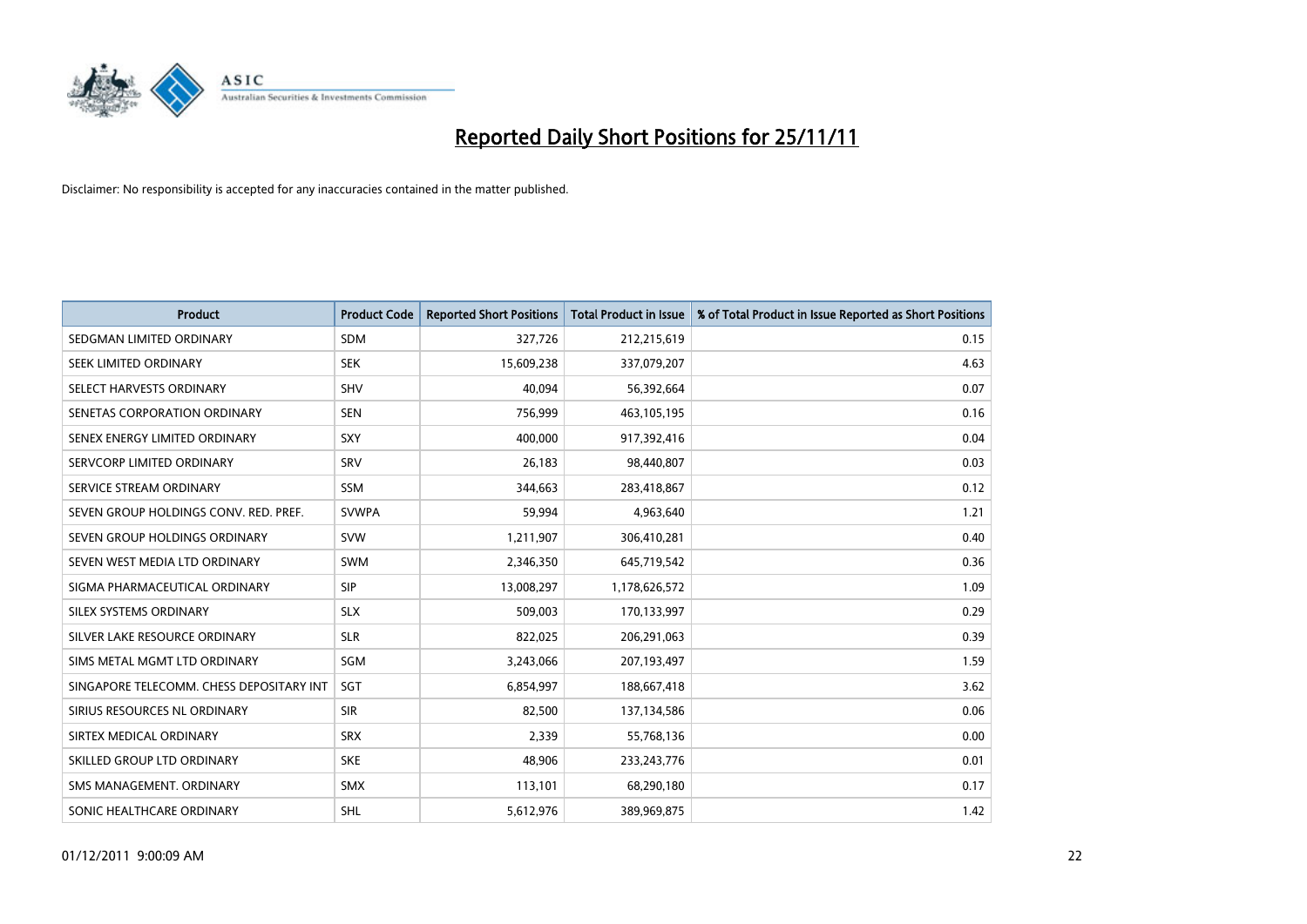# Reported Daily Short Positions for 25/11/11

Disclaimer: No responsibility is accepted for any inaccuracies contained in the matter published.

| Product | Product Code | Reported Short Positions | Total Product in Issue | % of Total Product in Issue Reported as Short Positions |
|---|---|---|---|---|
| SEDGMAN LIMITED ORDINARY | SDM | 327,726 | 212,215,619 | 0.15 |
| SEEK LIMITED ORDINARY | SEK | 15,609,238 | 337,079,207 | 4.63 |
| SELECT HARVESTS ORDINARY | SHV | 40,094 | 56,392,664 | 0.07 |
| SENETAS CORPORATION ORDINARY | SEN | 756,999 | 463,105,195 | 0.16 |
| SENEX ENERGY LIMITED ORDINARY | SXY | 400,000 | 917,392,416 | 0.04 |
| SERVCORP LIMITED ORDINARY | SRV | 26,183 | 98,440,807 | 0.03 |
| SERVICE STREAM ORDINARY | SSM | 344,663 | 283,418,867 | 0.12 |
| SEVEN GROUP HOLDINGS CONV. RED. PREF. | SVWPA | 59,994 | 4,963,640 | 1.21 |
| SEVEN GROUP HOLDINGS ORDINARY | SVW | 1,211,907 | 306,410,281 | 0.40 |
| SEVEN WEST MEDIA LTD ORDINARY | SWM | 2,346,350 | 645,719,542 | 0.36 |
| SIGMA PHARMACEUTICAL ORDINARY | SIP | 13,008,297 | 1,178,626,572 | 1.09 |
| SILEX SYSTEMS ORDINARY | SLX | 509,003 | 170,133,997 | 0.29 |
| SILVER LAKE RESOURCE ORDINARY | SLR | 822,025 | 206,291,063 | 0.39 |
| SIMS METAL MGMT LTD ORDINARY | SGM | 3,243,066 | 207,193,497 | 1.59 |
| SINGAPORE TELECOMM. CHESS DEPOSITARY INT | SGT | 6,854,997 | 188,667,418 | 3.62 |
| SIRIUS RESOURCES NL ORDINARY | SIR | 82,500 | 137,134,586 | 0.06 |
| SIRTEX MEDICAL ORDINARY | SRX | 2,339 | 55,768,136 | 0.00 |
| SKILLED GROUP LTD ORDINARY | SKE | 48,906 | 233,243,776 | 0.01 |
| SMS MANAGEMENT. ORDINARY | SMX | 113,101 | 68,290,180 | 0.17 |
| SONIC HEALTHCARE ORDINARY | SHL | 5,612,976 | 389,969,875 | 1.42 |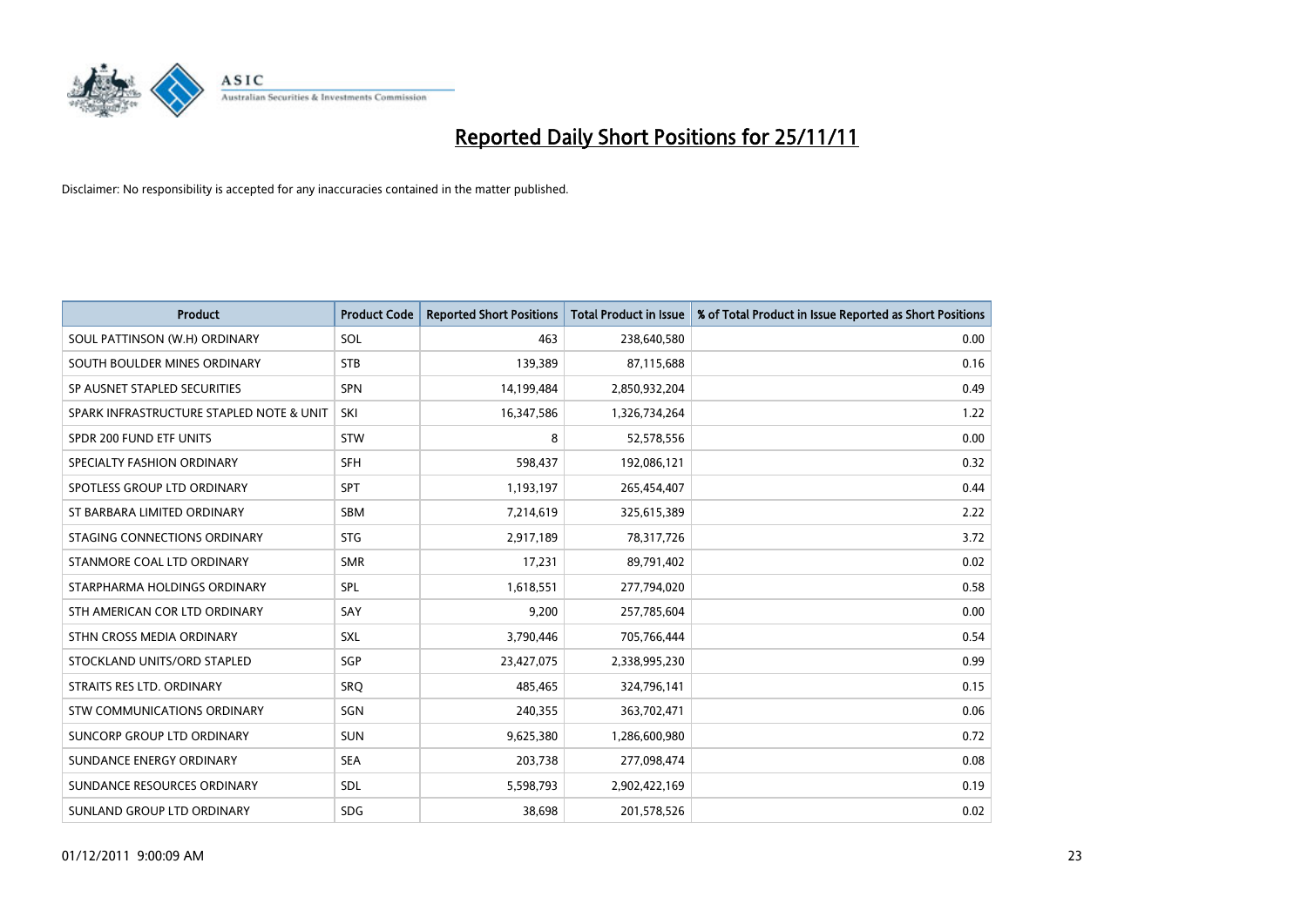# Reported Daily Short Positions for 25/11/11

Disclaimer: No responsibility is accepted for any inaccuracies contained in the matter published.

| Product | Product Code | Reported Short Positions | Total Product in Issue | % of Total Product in Issue Reported as Short Positions |
|---|---|---|---|---|
| SOUL PATTINSON (W.H) ORDINARY | SOL | 463 | 238,640,580 | 0.00 |
| SOUTH BOULDER MINES ORDINARY | STB | 139,389 | 87,115,688 | 0.16 |
| SP AUSNET STAPLED SECURITIES | SPN | 14,199,484 | 2,850,932,204 | 0.49 |
| SPARK INFRASTRUCTURE STAPLED NOTE & UNIT | SKI | 16,347,586 | 1,326,734,264 | 1.22 |
| SPDR 200 FUND ETF UNITS | STW | 8 | 52,578,556 | 0.00 |
| SPECIALTY FASHION ORDINARY | SFH | 598,437 | 192,086,121 | 0.32 |
| SPOTLESS GROUP LTD ORDINARY | SPT | 1,193,197 | 265,454,407 | 0.44 |
| ST BARBARA LIMITED ORDINARY | SBM | 7,214,619 | 325,615,389 | 2.22 |
| STAGING CONNECTIONS ORDINARY | STG | 2,917,189 | 78,317,726 | 3.72 |
| STANMORE COAL LTD ORDINARY | SMR | 17,231 | 89,791,402 | 0.02 |
| STARPHARMA HOLDINGS ORDINARY | SPL | 1,618,551 | 277,794,020 | 0.58 |
| STH AMERICAN COR LTD ORDINARY | SAY | 9,200 | 257,785,604 | 0.00 |
| STHN CROSS MEDIA ORDINARY | SXL | 3,790,446 | 705,766,444 | 0.54 |
| STOCKLAND UNITS/ORD STAPLED | SGP | 23,427,075 | 2,338,995,230 | 0.99 |
| STRAITS RES LTD. ORDINARY | SRQ | 485,465 | 324,796,141 | 0.15 |
| STW COMMUNICATIONS ORDINARY | SGN | 240,355 | 363,702,471 | 0.06 |
| SUNCORP GROUP LTD ORDINARY | SUN | 9,625,380 | 1,286,600,980 | 0.72 |
| SUNDANCE ENERGY ORDINARY | SEA | 203,738 | 277,098,474 | 0.08 |
| SUNDANCE RESOURCES ORDINARY | SDL | 5,598,793 | 2,902,422,169 | 0.19 |
| SUNLAND GROUP LTD ORDINARY | SDG | 38,698 | 201,578,526 | 0.02 |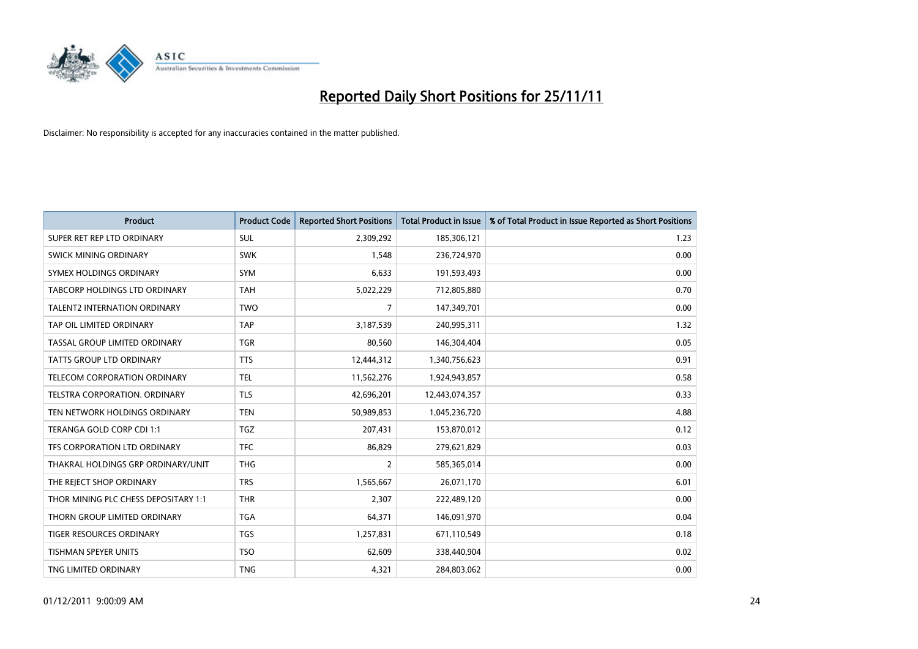# Reported Daily Short Positions for 25/11/11

Disclaimer: No responsibility is accepted for any inaccuracies contained in the matter published.

| Product | Product Code | Reported Short Positions | Total Product in Issue | % of Total Product in Issue Reported as Short Positions |
|---|---|---|---|---|
| SUPER RET REP LTD ORDINARY | SUL | 2,309,292 | 185,306,121 | 1.23 |
| SWICK MINING ORDINARY | SWK | 1,548 | 236,724,970 | 0.00 |
| SYMEX HOLDINGS ORDINARY | SYM | 6,633 | 191,593,493 | 0.00 |
| TABCORP HOLDINGS LTD ORDINARY | TAH | 5,022,229 | 712,805,880 | 0.70 |
| TALENT2 INTERNATION ORDINARY | TWO | 7 | 147,349,701 | 0.00 |
| TAP OIL LIMITED ORDINARY | TAP | 3,187,539 | 240,995,311 | 1.32 |
| TASSAL GROUP LIMITED ORDINARY | TGR | 80,560 | 146,304,404 | 0.05 |
| TATTS GROUP LTD ORDINARY | TTS | 12,444,312 | 1,340,756,623 | 0.91 |
| TELECOM CORPORATION ORDINARY | TEL | 11,562,276 | 1,924,943,857 | 0.58 |
| TELSTRA CORPORATION. ORDINARY | TLS | 42,696,201 | 12,443,074,357 | 0.33 |
| TEN NETWORK HOLDINGS ORDINARY | TEN | 50,989,853 | 1,045,236,720 | 4.88 |
| TERANGA GOLD CORP CDI 1:1 | TGZ | 207,431 | 153,870,012 | 0.12 |
| TFS CORPORATION LTD ORDINARY | TFC | 86,829 | 279,621,829 | 0.03 |
| THAKRAL HOLDINGS GRP ORDINARY/UNIT | THG | 2 | 585,365,014 | 0.00 |
| THE REJECT SHOP ORDINARY | TRS | 1,565,667 | 26,071,170 | 6.01 |
| THOR MINING PLC CHESS DEPOSITARY 1:1 | THR | 2,307 | 222,489,120 | 0.00 |
| THORN GROUP LIMITED ORDINARY | TGA | 64,371 | 146,091,970 | 0.04 |
| TIGER RESOURCES ORDINARY | TGS | 1,257,831 | 671,110,549 | 0.18 |
| TISHMAN SPEYER UNITS | TSO | 62,609 | 338,440,904 | 0.02 |
| TNG LIMITED ORDINARY | TNG | 4,321 | 284,803,062 | 0.00 |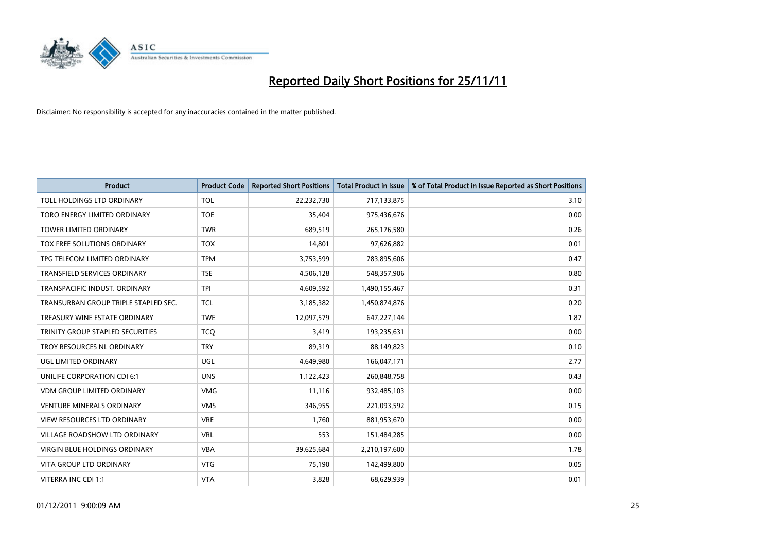# Reported Daily Short Positions for 25/11/11

Disclaimer: No responsibility is accepted for any inaccuracies contained in the matter published.

| Product | Product Code | Reported Short Positions | Total Product in Issue | % of Total Product in Issue Reported as Short Positions |
|---|---|---|---|---|
| TOLL HOLDINGS LTD ORDINARY | TOL | 22,232,730 | 717,133,875 | 3.10 |
| TORO ENERGY LIMITED ORDINARY | TOE | 35,404 | 975,436,676 | 0.00 |
| TOWER LIMITED ORDINARY | TWR | 689,519 | 265,176,580 | 0.26 |
| TOX FREE SOLUTIONS ORDINARY | TOX | 14,801 | 97,626,882 | 0.01 |
| TPG TELECOM LIMITED ORDINARY | TPM | 3,753,599 | 783,895,606 | 0.47 |
| TRANSFIELD SERVICES ORDINARY | TSE | 4,506,128 | 548,357,906 | 0.80 |
| TRANSPACIFIC INDUST. ORDINARY | TPI | 4,609,592 | 1,490,155,467 | 0.31 |
| TRANSURBAN GROUP TRIPLE STAPLED SEC. | TCL | 3,185,382 | 1,450,874,876 | 0.20 |
| TREASURY WINE ESTATE ORDINARY | TWE | 12,097,579 | 647,227,144 | 1.87 |
| TRINITY GROUP STAPLED SECURITIES | TCQ | 3,419 | 193,235,631 | 0.00 |
| TROY RESOURCES NL ORDINARY | TRY | 89,319 | 88,149,823 | 0.10 |
| UGL LIMITED ORDINARY | UGL | 4,649,980 | 166,047,171 | 2.77 |
| UNILIFE CORPORATION CDI 6:1 | UNS | 1,122,423 | 260,848,758 | 0.43 |
| VDM GROUP LIMITED ORDINARY | VMG | 11,116 | 932,485,103 | 0.00 |
| VENTURE MINERALS ORDINARY | VMS | 346,955 | 221,093,592 | 0.15 |
| VIEW RESOURCES LTD ORDINARY | VRE | 1,760 | 881,953,670 | 0.00 |
| VILLAGE ROADSHOW LTD ORDINARY | VRL | 553 | 151,484,285 | 0.00 |
| VIRGIN BLUE HOLDINGS ORDINARY | VBA | 39,625,684 | 2,210,197,600 | 1.78 |
| VITA GROUP LTD ORDINARY | VTG | 75,190 | 142,499,800 | 0.05 |
| VITERRA INC CDI 1:1 | VTA | 3,828 | 68,629,939 | 0.01 |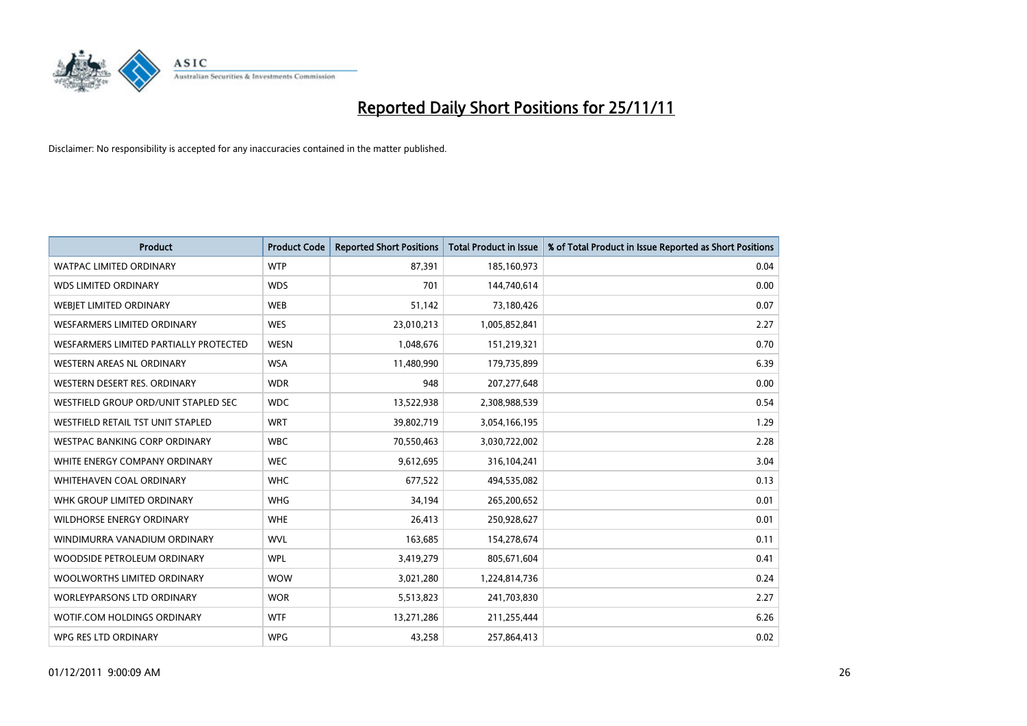# Reported Daily Short Positions for 25/11/11

Disclaimer: No responsibility is accepted for any inaccuracies contained in the matter published.

| Product | Product Code | Reported Short Positions | Total Product in Issue | % of Total Product in Issue Reported as Short Positions |
|---|---|---|---|---|
| WATPAC LIMITED ORDINARY | WTP | 87,391 | 185,160,973 | 0.04 |
| WDS LIMITED ORDINARY | WDS | 701 | 144,740,614 | 0.00 |
| WEBJET LIMITED ORDINARY | WEB | 51,142 | 73,180,426 | 0.07 |
| WESFARMERS LIMITED ORDINARY | WES | 23,010,213 | 1,005,852,841 | 2.27 |
| WESFARMERS LIMITED PARTIALLY PROTECTED | WESN | 1,048,676 | 151,219,321 | 0.70 |
| WESTERN AREAS NL ORDINARY | WSA | 11,480,990 | 179,735,899 | 6.39 |
| WESTERN DESERT RES. ORDINARY | WDR | 948 | 207,277,648 | 0.00 |
| WESTFIELD GROUP ORD/UNIT STAPLED SEC | WDC | 13,522,938 | 2,308,988,539 | 0.54 |
| WESTFIELD RETAIL TST UNIT STAPLED | WRT | 39,802,719 | 3,054,166,195 | 1.29 |
| WESTPAC BANKING CORP ORDINARY | WBC | 70,550,463 | 3,030,722,002 | 2.28 |
| WHITE ENERGY COMPANY ORDINARY | WEC | 9,612,695 | 316,104,241 | 3.04 |
| WHITEHAVEN COAL ORDINARY | WHC | 677,522 | 494,535,082 | 0.13 |
| WHK GROUP LIMITED ORDINARY | WHG | 34,194 | 265,200,652 | 0.01 |
| WILDHORSE ENERGY ORDINARY | WHE | 26,413 | 250,928,627 | 0.01 |
| WINDIMURRA VANADIUM ORDINARY | WVL | 163,685 | 154,278,674 | 0.11 |
| WOODSIDE PETROLEUM ORDINARY | WPL | 3,419,279 | 805,671,604 | 0.41 |
| WOOLWORTHS LIMITED ORDINARY | WOW | 3,021,280 | 1,224,814,736 | 0.24 |
| WORLEYPARSONS LTD ORDINARY | WOR | 5,513,823 | 241,703,830 | 2.27 |
| WOTIF.COM HOLDINGS ORDINARY | WTF | 13,271,286 | 211,255,444 | 6.26 |
| WPG RES LTD ORDINARY | WPG | 43,258 | 257,864,413 | 0.02 |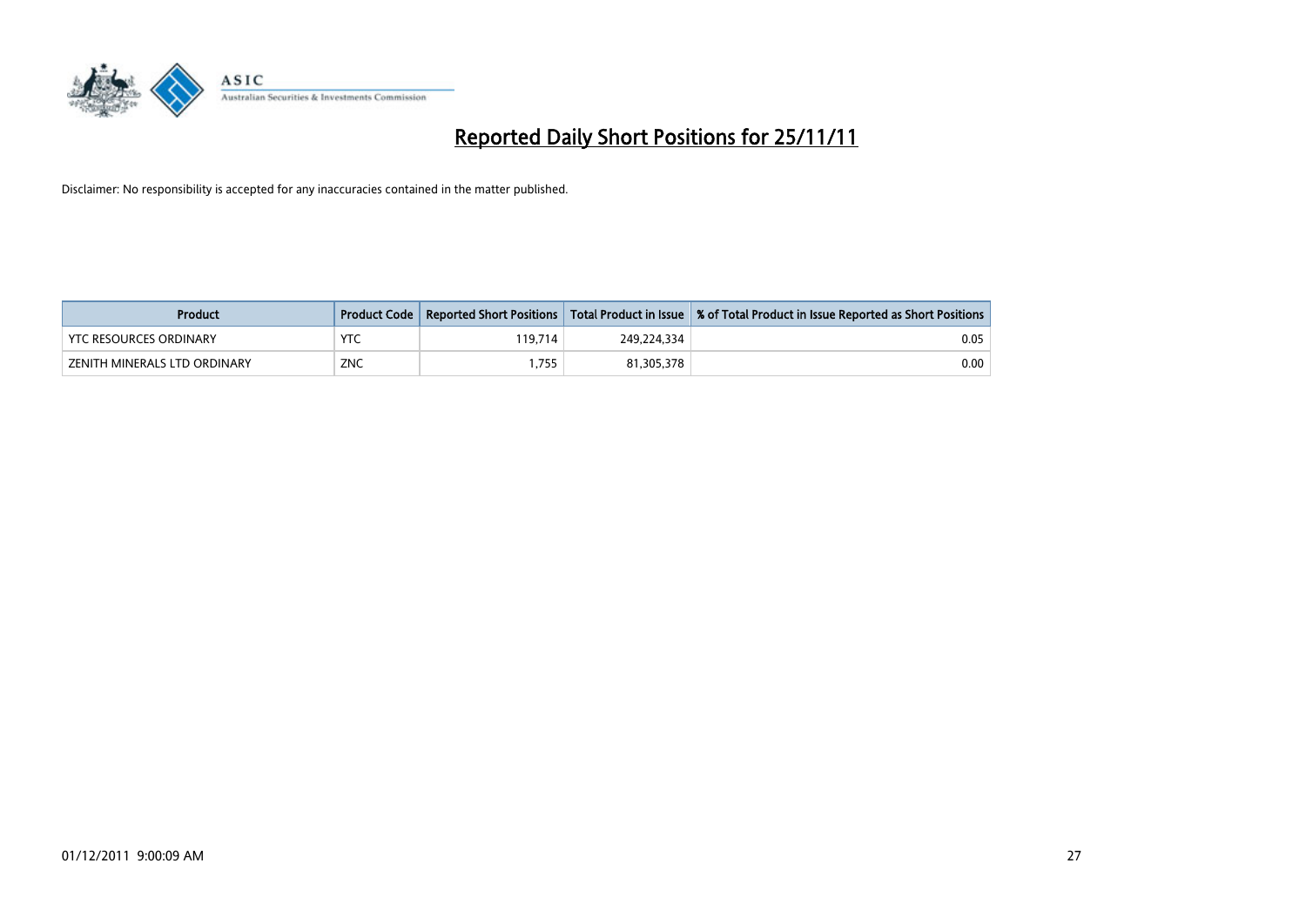# Reported Daily Short Positions for 25/11/11

Disclaimer: No responsibility is accepted for any inaccuracies contained in the matter published.

| Product | Product Code | Reported Short Positions | Total Product in Issue | % of Total Product in Issue Reported as Short Positions |
|---|---|---|---|---|
| YTC RESOURCES ORDINARY | YTC | 119,714 | 249,224,334 | 0.05 |
| ZENITH MINERALS LTD ORDINARY | ZNC | 1,755 | 81,305,378 | 0.00 |

01/12/2011 9:00:09 AM